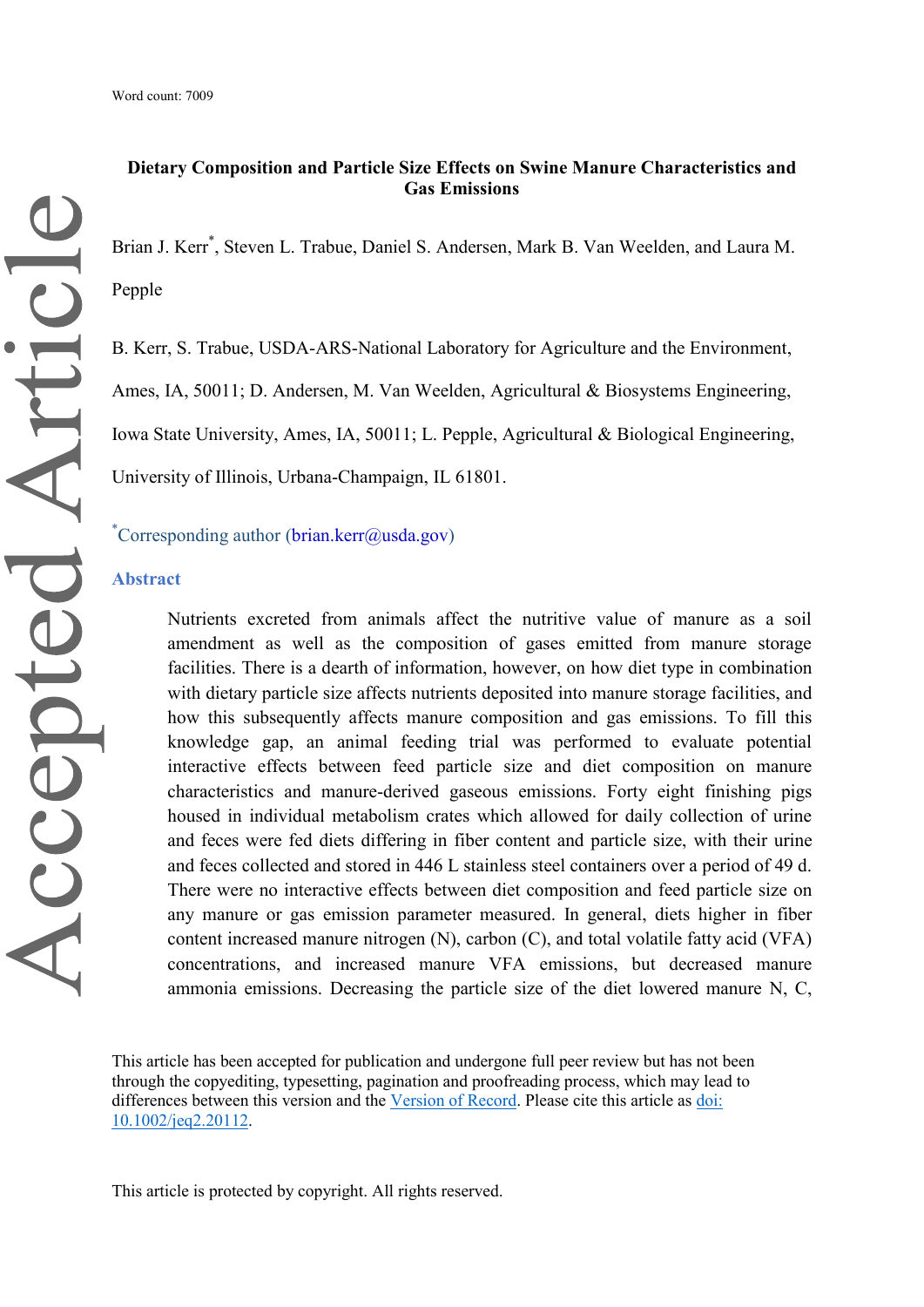Word count: 7009

# Dietary Composition and Particle Size Effects on Swine Manure Characteristics and Gas Emissions

Brian J. Kerr*, Steven L. Trabue, Daniel S. Andersen, Mark B. Van Weelden, and Laura M. Pepple

B. Kerr, S. Trabue, USDA-ARS-National Laboratory for Agriculture and the Environment, Ames, IA, 50011; D. Andersen, M. Van Weelden, Agricultural & Biosystems Engineering, Iowa State University, Ames, IA, 50011; L. Pepple, Agricultural & Biological Engineering, University of Illinois, Urbana-Champaign, IL 61801.

*Corresponding author (brian.kerr@usda.gov)

## Abstract

Nutrients excreted from animals affect the nutritive value of manure as a soil amendment as well as the composition of gases emitted from manure storage facilities. There is a dearth of information, however, on how diet type in combination with dietary particle size affects nutrients deposited into manure storage facilities, and how this subsequently affects manure composition and gas emissions. To fill this knowledge gap, an animal feeding trial was performed to evaluate potential interactive effects between feed particle size and diet composition on manure characteristics and manure-derived gaseous emissions. Forty eight finishing pigs housed in individual metabolism crates which allowed for daily collection of urine and feces were fed diets differing in fiber content and particle size, with their urine and feces collected and stored in 446 L stainless steel containers over a period of 49 d. There were no interactive effects between diet composition and feed particle size on any manure or gas emission parameter measured. In general, diets higher in fiber content increased manure nitrogen (N), carbon (C), and total volatile fatty acid (VFA) concentrations, and increased manure VFA emissions, but decreased manure ammonia emissions. Decreasing the particle size of the diet lowered manure N, C,

This article has been accepted for publication and undergone full peer review but has not been through the copyediting, typesetting, pagination and proofreading process, which may lead to differences between this version and the Version of Record. Please cite this article as doi: 10.1002/jeq2.20112.

This article is protected by copyright. All rights reserved.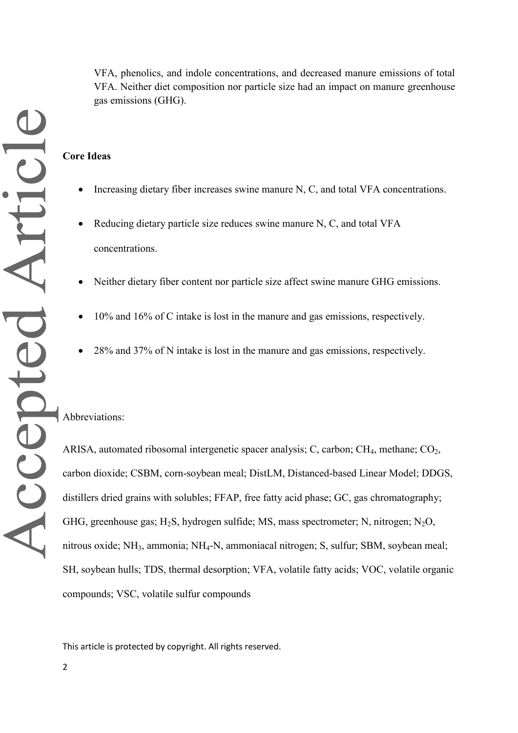VFA, phenolics, and indole concentrations, and decreased manure emissions of total VFA. Neither diet composition nor particle size had an impact on manure greenhouse gas emissions (GHG).

**Core Ideas**

- Increasing dietary fiber increases swine manure N, C, and total VFA concentrations.
- Reducing dietary particle size reduces swine manure N, C, and total VFA concentrations.
- Neither dietary fiber content nor particle size affect swine manure GHG emissions.
- 10% and 16% of C intake is lost in the manure and gas emissions, respectively.
- 28% and 37% of N intake is lost in the manure and gas emissions, respectively.

Abbreviations:

ARISA, automated ribosomal intergenetic spacer analysis; C, carbon; $CH_4$, methane; $CO_2$, carbon dioxide; CSBM, corn-soybean meal; DistLM, Distanced-based Linear Model; DDGS, distillers dried grains with solubles; FFAP, free fatty acid phase; GC, gas chromatography; GHG, greenhouse gas; $H_2S$, hydrogen sulfide; MS, mass spectrometer; N, nitrogen; $N_2O$, nitrous oxide; $NH_3$, ammonia; $NH_4$-N, ammoniacal nitrogen; S, sulfur; SBM, soybean meal; SH, soybean hulls; TDS, thermal desorption; VFA, volatile fatty acids; VOC, volatile organic compounds; VSC, volatile sulfur compounds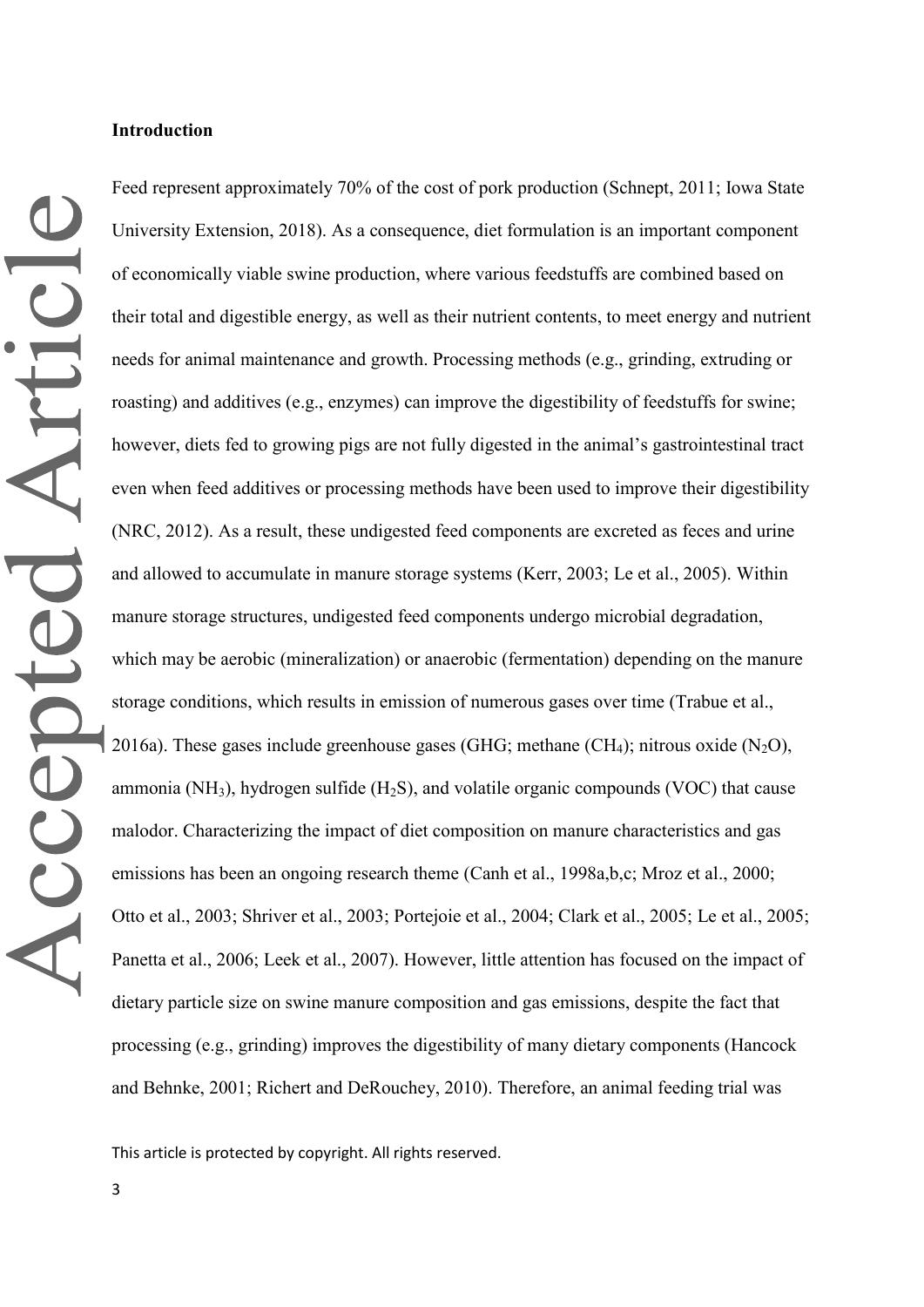## Introduction

Feed represent approximately 70% of the cost of pork production (Schnept, 2011; Iowa State University Extension, 2018). As a consequence, diet formulation is an important component of economically viable swine production, where various feedstuffs are combined based on their total and digestible energy, as well as their nutrient contents, to meet energy and nutrient needs for animal maintenance and growth. Processing methods (e.g., grinding, extruding or roasting) and additives (e.g., enzymes) can improve the digestibility of feedstuffs for swine; however, diets fed to growing pigs are not fully digested in the animal's gastrointestinal tract even when feed additives or processing methods have been used to improve their digestibility (NRC, 2012). As a result, these undigested feed components are excreted as feces and urine and allowed to accumulate in manure storage systems (Kerr, 2003; Le et al., 2005). Within manure storage structures, undigested feed components undergo microbial degradation, which may be aerobic (mineralization) or anaerobic (fermentation) depending on the manure storage conditions, which results in emission of numerous gases over time (Trabue et al., 2016a). These gases include greenhouse gases (GHG; methane ($CH_4$); nitrous oxide ($N_2O$), ammonia ($NH_3$), hydrogen sulfide ($H_2S$), and volatile organic compounds (VOC) that cause malodor. Characterizing the impact of diet composition on manure characteristics and gas emissions has been an ongoing research theme (Canh et al., 1998a,b,c; Mroz et al., 2000; Otto et al., 2003; Shriver et al., 2003; Portejoie et al., 2004; Clark et al., 2005; Le et al., 2005; Panetta et al., 2006; Leek et al., 2007). However, little attention has focused on the impact of dietary particle size on swine manure composition and gas emissions, despite the fact that processing (e.g., grinding) improves the digestibility of many dietary components (Hancock and Behnke, 2001; Richert and DeRouchey, 2010). Therefore, an animal feeding trial was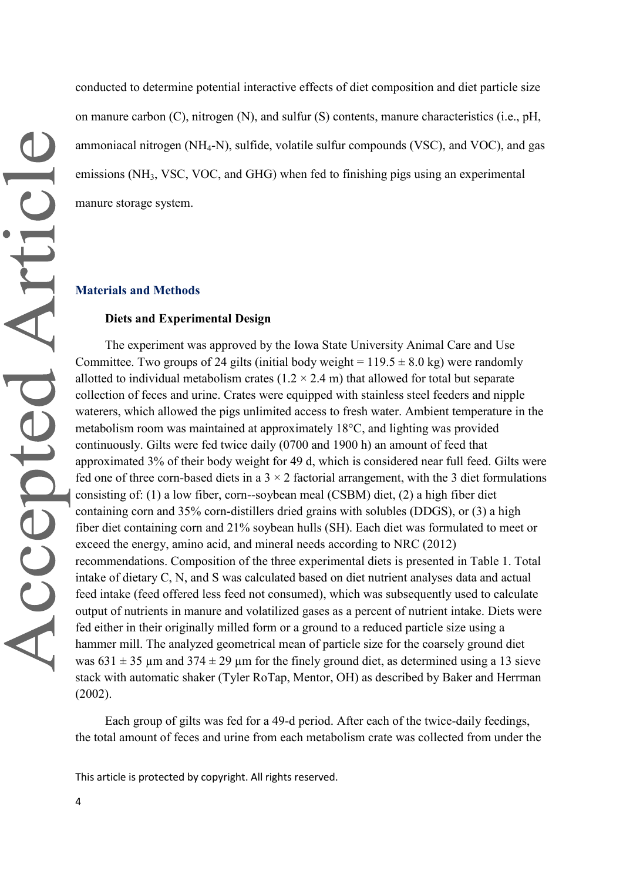conducted to determine potential interactive effects of diet composition and diet particle size on manure carbon (C), nitrogen (N), and sulfur (S) contents, manure characteristics (i.e., pH, ammoniacal nitrogen ($NH_4$-N), sulfide, volatile sulfur compounds (VSC), and VOC), and gas emissions ($NH_3$, VSC, VOC, and GHG) when fed to finishing pigs using an experimental manure storage system.

## Materials and Methods

### Diets and Experimental Design

The experiment was approved by the Iowa State University Animal Care and Use Committee. Two groups of 24 gilts (initial body weight = 119.5 ± 8.0 kg) were randomly allotted to individual metabolism crates (1.2 × 2.4 m) that allowed for total but separate collection of feces and urine. Crates were equipped with stainless steel feeders and nipple waterers, which allowed the pigs unlimited access to fresh water. Ambient temperature in the metabolism room was maintained at approximately 18°C, and lighting was provided continuously. Gilts were fed twice daily (0700 and 1900 h) an amount of feed that approximated 3% of their body weight for 49 d, which is considered near full feed. Gilts were fed one of three corn-based diets in a 3 × 2 factorial arrangement, with the 3 diet formulations consisting of: (1) a low fiber, corn--soybean meal (CSBM) diet, (2) a high fiber diet containing corn and 35% corn-distillers dried grains with solubles (DDGS), or (3) a high fiber diet containing corn and 21% soybean hulls (SH). Each diet was formulated to meet or exceed the energy, amino acid, and mineral needs according to NRC (2012) recommendations. Composition of the three experimental diets is presented in Table 1. Total intake of dietary C, N, and S was calculated based on diet nutrient analyses data and actual feed intake (feed offered less feed not consumed), which was subsequently used to calculate output of nutrients in manure and volatilized gases as a percent of nutrient intake. Diets were fed either in their originally milled form or a ground to a reduced particle size using a hammer mill. The analyzed geometrical mean of particle size for the coarsely ground diet was 631 ± 35 µm and 374 ± 29 µm for the finely ground diet, as determined using a 13 sieve stack with automatic shaker (Tyler RoTap, Mentor, OH) as described by Baker and Herrman (2002).

Each group of gilts was fed for a 49-d period. After each of the twice-daily feedings, the total amount of feces and urine from each metabolism crate was collected from under the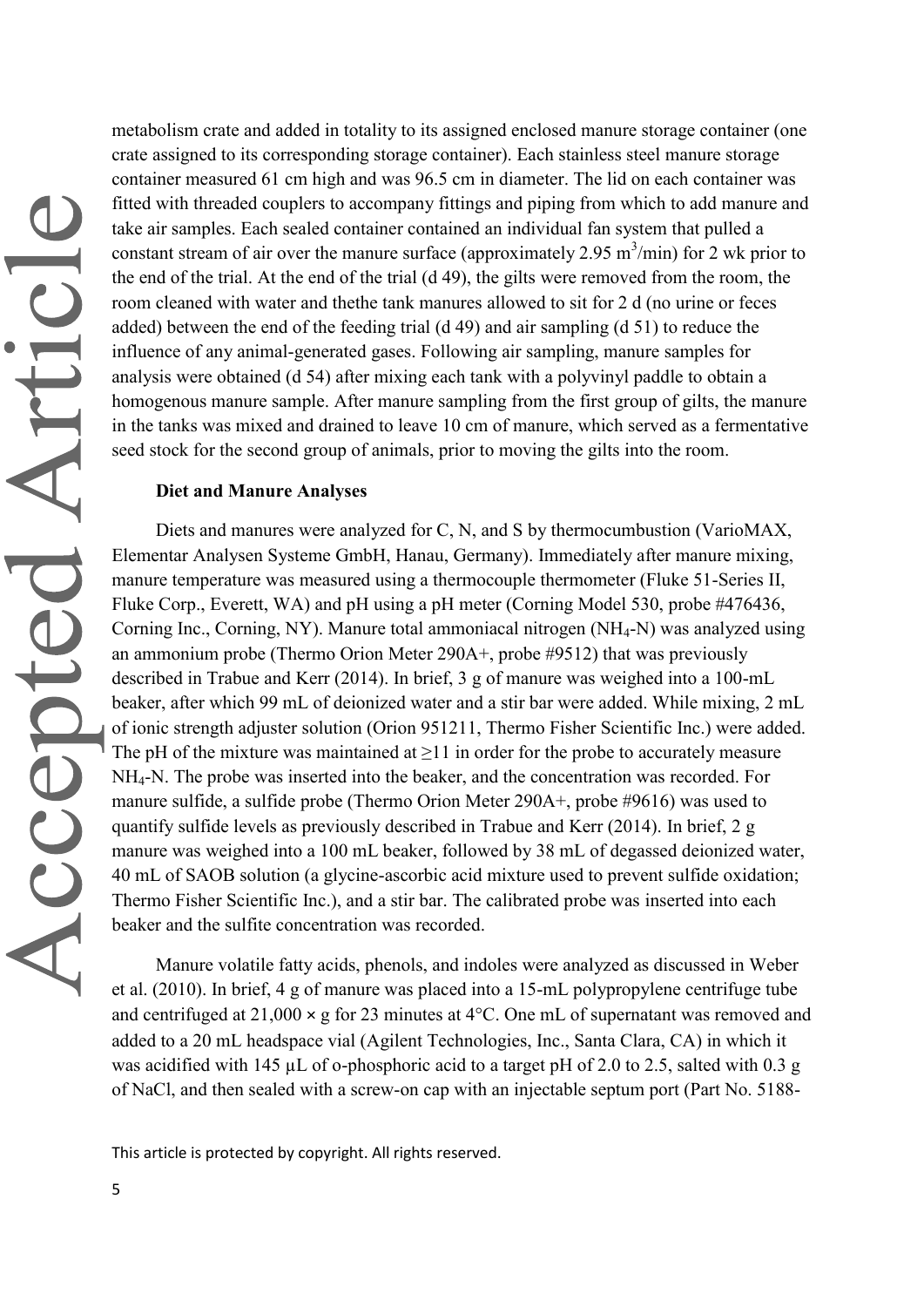metabolism crate and added in totality to its assigned enclosed manure storage container (one crate assigned to its corresponding storage container). Each stainless steel manure storage container measured 61 cm high and was 96.5 cm in diameter. The lid on each container was fitted with threaded couplers to accompany fittings and piping from which to add manure and take air samples. Each sealed container contained an individual fan system that pulled a constant stream of air over the manure surface (approximately 2.95 $m^3$/min) for 2 wk prior to the end of the trial. At the end of the trial (d 49), the gilts were removed from the room, the room cleaned with water and thethe tank manures allowed to sit for 2 d (no urine or feces added) between the end of the feeding trial (d 49) and air sampling (d 51) to reduce the influence of any animal-generated gases. Following air sampling, manure samples for analysis were obtained (d 54) after mixing each tank with a polyvinyl paddle to obtain a homogenous manure sample. After manure sampling from the first group of gilts, the manure in the tanks was mixed and drained to leave 10 cm of manure, which served as a fermentative seed stock for the second group of animals, prior to moving the gilts into the room.

**Diet and Manure Analyses**

Diets and manures were analyzed for C, N, and S by thermocumbustion (VarioMAX, Elementar Analysen Systeme GmbH, Hanau, Germany). Immediately after manure mixing, manure temperature was measured using a thermocouple thermometer (Fluke 51-Series II, Fluke Corp., Everett, WA) and pH using a pH meter (Corning Model 530, probe #476436, Corning Inc., Corning, NY). Manure total ammoniacal nitrogen ($NH_4$-N) was analyzed using an ammonium probe (Thermo Orion Meter 290A+, probe #9512) that was previously described in Trabue and Kerr (2014). In brief, 3 g of manure was weighed into a 100-mL beaker, after which 99 mL of deionized water and a stir bar were added. While mixing, 2 mL of ionic strength adjuster solution (Orion 951211, Thermo Fisher Scientific Inc.) were added. The pH of the mixture was maintained at $\geq$11 in order for the probe to accurately measure $NH_4$-N. The probe was inserted into the beaker, and the concentration was recorded. For manure sulfide, a sulfide probe (Thermo Orion Meter 290A+, probe #9616) was used to quantify sulfide levels as previously described in Trabue and Kerr (2014). In brief, 2 g manure was weighed into a 100 mL beaker, followed by 38 mL of degassed deionized water, 40 mL of SAOB solution (a glycine-ascorbic acid mixture used to prevent sulfide oxidation; Thermo Fisher Scientific Inc.), and a stir bar. The calibrated probe was inserted into each beaker and the sulfite concentration was recorded.

Manure volatile fatty acids, phenols, and indoles were analyzed as discussed in Weber et al. (2010). In brief, 4 g of manure was placed into a 15-mL polypropylene centrifuge tube and centrifuged at 21,000 × g for 23 minutes at 4°C. One mL of supernatant was removed and added to a 20 mL headspace vial (Agilent Technologies, Inc., Santa Clara, CA) in which it was acidified with 145 µL of o-phosphoric acid to a target pH of 2.0 to 2.5, salted with 0.3 g of NaCl, and then sealed with a screw-on cap with an injectable septum port (Part No. 5188-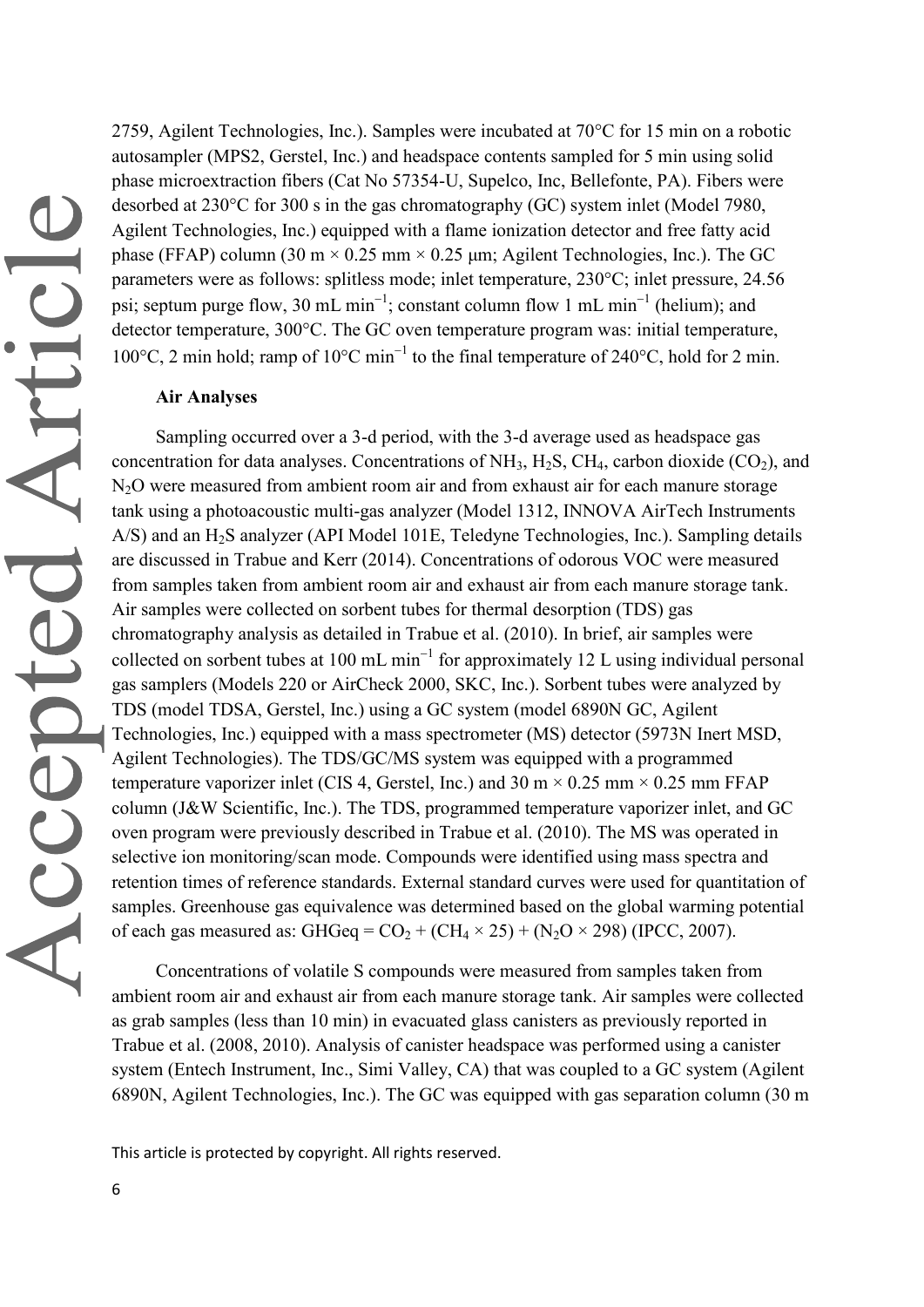2759, Agilent Technologies, Inc.). Samples were incubated at 70°C for 15 min on a robotic autosampler (MPS2, Gerstel, Inc.) and headspace contents sampled for 5 min using solid phase microextraction fibers (Cat No 57354-U, Supelco, Inc, Bellefonte, PA). Fibers were desorbed at 230°C for 300 s in the gas chromatography (GC) system inlet (Model 7980, Agilent Technologies, Inc.) equipped with a flame ionization detector and free fatty acid phase (FFAP) column (30 m × 0.25 mm × 0.25 μm; Agilent Technologies, Inc.). The GC parameters were as follows: splitless mode; inlet temperature, 230°C; inlet pressure, 24.56 psi; septum purge flow, 30 mL $min^{-1}$; constant column flow 1 mL $min^{-1}$ (helium); and detector temperature, 300°C. The GC oven temperature program was: initial temperature, 100°C, 2 min hold; ramp of 10°C $min^{-1}$ to the final temperature of 240°C, hold for 2 min.

### Air Analyses

Sampling occurred over a 3-d period, with the 3-d average used as headspace gas concentration for data analyses. Concentrations of $NH_3$, $H_2S$, $CH_4$, carbon dioxide ($CO_2$), and $N_2O$ were measured from ambient room air and from exhaust air for each manure storage tank using a photoacoustic multi-gas analyzer (Model 1312, INNOVA AirTech Instruments A/S) and an $H_2S$ analyzer (API Model 101E, Teledyne Technologies, Inc.). Sampling details are discussed in Trabue and Kerr (2014). Concentrations of odorous VOC were measured from samples taken from ambient room air and exhaust air from each manure storage tank. Air samples were collected on sorbent tubes for thermal desorption (TDS) gas chromatography analysis as detailed in Trabue et al. (2010). In brief, air samples were collected on sorbent tubes at 100 mL $min^{-1}$ for approximately 12 L using individual personal gas samplers (Models 220 or AirCheck 2000, SKC, Inc.). Sorbent tubes were analyzed by TDS (model TDSA, Gerstel, Inc.) using a GC system (model 6890N GC, Agilent Technologies, Inc.) equipped with a mass spectrometer (MS) detector (5973N Inert MSD, Agilent Technologies). The TDS/GC/MS system was equipped with a programmed temperature vaporizer inlet (CIS 4, Gerstel, Inc.) and 30 m × 0.25 mm × 0.25 mm FFAP column (J&W Scientific, Inc.). The TDS, programmed temperature vaporizer inlet, and GC oven program were previously described in Trabue et al. (2010). The MS was operated in selective ion monitoring/scan mode. Compounds were identified using mass spectra and retention times of reference standards. External standard curves were used for quantitation of samples. Greenhouse gas equivalence was determined based on the global warming potential of each gas measured as: $GHGeq = CO_2 + (CH_4 \times 25) + (N_2O \times 298)$ (IPCC, 2007).

Concentrations of volatile S compounds were measured from samples taken from ambient room air and exhaust air from each manure storage tank. Air samples were collected as grab samples (less than 10 min) in evacuated glass canisters as previously reported in Trabue et al. (2008, 2010). Analysis of canister headspace was performed using a canister system (Entech Instrument, Inc., Simi Valley, CA) that was coupled to a GC system (Agilent 6890N, Agilent Technologies, Inc.). The GC was equipped with gas separation column (30 m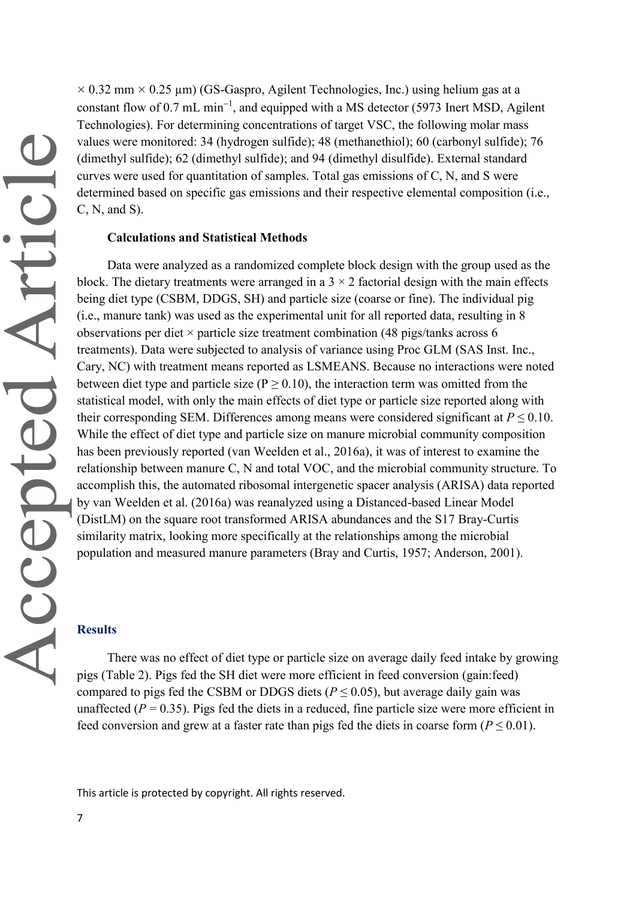× 0.32 mm × 0.25 µm) (GS-Gaspro, Agilent Technologies, Inc.) using helium gas at a constant flow of 0.7 mL min$^{-1}$, and equipped with a MS detector (5973 Inert MSD, Agilent Technologies). For determining concentrations of target VSC, the following molar mass values were monitored: 34 (hydrogen sulfide); 48 (methanethiol); 60 (carbonyl sulfide); 76 (dimethyl sulfide); 62 (dimethyl sulfide); and 94 (dimethyl disulfide). External standard curves were used for quantitation of samples. Total gas emissions of C, N, and S were determined based on specific gas emissions and their respective elemental composition (i.e., C, N, and S).

### Calculations and Statistical Methods

Data were analyzed as a randomized complete block design with the group used as the block. The dietary treatments were arranged in a 3 × 2 factorial design with the main effects being diet type (CSBM, DDGS, SH) and particle size (coarse or fine). The individual pig (i.e., manure tank) was used as the experimental unit for all reported data, resulting in 8 observations per diet × particle size treatment combination (48 pigs/tanks across 6 treatments). Data were subjected to analysis of variance using Proc GLM (SAS Inst. Inc., Cary, NC) with treatment means reported as LSMEANS. Because no interactions were noted between diet type and particle size ($P \geq 0.10$), the interaction term was omitted from the statistical model, with only the main effects of diet type or particle size reported along with their corresponding SEM. Differences among means were considered significant at $P \leq 0.10$. While the effect of diet type and particle size on manure microbial community composition has been previously reported (van Weelden et al., 2016a), it was of interest to examine the relationship between manure C, N and total VOC, and the microbial community structure. To accomplish this, the automated ribosomal intergenetic spacer analysis (ARISA) data reported by van Weelden et al. (2016a) was reanalyzed using a Distanced-based Linear Model (DistLM) on the square root transformed ARISA abundances and the S17 Bray-Curtis similarity matrix, looking more specifically at the relationships among the microbial population and measured manure parameters (Bray and Curtis, 1957; Anderson, 2001).

## Results

There was no effect of diet type or particle size on average daily feed intake by growing pigs (Table 2). Pigs fed the SH diet were more efficient in feed conversion (gain:feed) compared to pigs fed the CSBM or DDGS diets ($P \leq 0.05$), but average daily gain was unaffected ($P = 0.35$). Pigs fed the diets in a reduced, fine particle size were more efficient in feed conversion and grew at a faster rate than pigs fed the diets in coarse form ($P \leq 0.01$).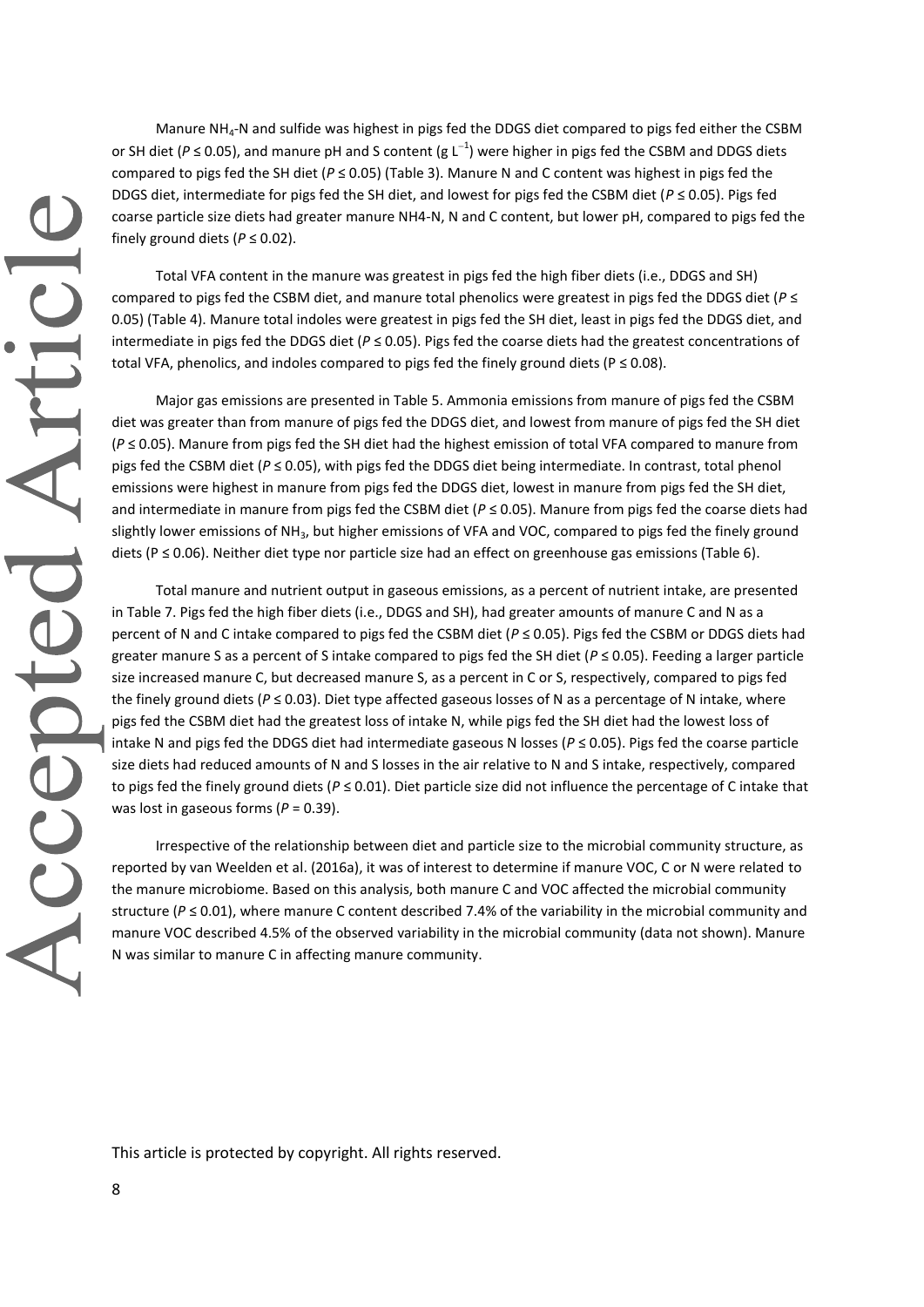Manure $NH_4$-N and sulfide was highest in pigs fed the DDGS diet compared to pigs fed either the CSBM or SH diet ($P \leq 0.05$), and manure pH and S content (g $L^{-1}$) were higher in pigs fed the CSBM and DDGS diets compared to pigs fed the SH diet ($P \leq 0.05$) (Table 3). Manure N and C content was highest in pigs fed the DDGS diet, intermediate for pigs fed the SH diet, and lowest for pigs fed the CSBM diet ($P \leq 0.05$). Pigs fed coarse particle size diets had greater manure NH4-N, N and C content, but lower pH, compared to pigs fed the finely ground diets ($P \leq 0.02$).

Total VFA content in the manure was greatest in pigs fed the high fiber diets (i.e., DDGS and SH) compared to pigs fed the CSBM diet, and manure total phenolics were greatest in pigs fed the DDGS diet ($P \leq 0.05$) (Table 4). Manure total indoles were greatest in pigs fed the SH diet, least in pigs fed the DDGS diet, and intermediate in pigs fed the DDGS diet ($P \leq 0.05$). Pigs fed the coarse diets had the greatest concentrations of total VFA, phenolics, and indoles compared to pigs fed the finely ground diets ($P \leq 0.08$).

Major gas emissions are presented in Table 5. Ammonia emissions from manure of pigs fed the CSBM diet was greater than from manure of pigs fed the DDGS diet, and lowest from manure of pigs fed the SH diet ($P \leq 0.05$). Manure from pigs fed the SH diet had the highest emission of total VFA compared to manure from pigs fed the CSBM diet ($P \leq 0.05$), with pigs fed the DDGS diet being intermediate. In contrast, total phenol emissions were highest in manure from pigs fed the DDGS diet, lowest in manure from pigs fed the SH diet, and intermediate in manure from pigs fed the CSBM diet ($P \leq 0.05$). Manure from pigs fed the coarse diets had slightly lower emissions of $NH_3$, but higher emissions of VFA and VOC, compared to pigs fed the finely ground diets ($P \leq 0.06$). Neither diet type nor particle size had an effect on greenhouse gas emissions (Table 6).

Total manure and nutrient output in gaseous emissions, as a percent of nutrient intake, are presented in Table 7. Pigs fed the high fiber diets (i.e., DDGS and SH), had greater amounts of manure C and N as a percent of N and C intake compared to pigs fed the CSBM diet ($P \leq 0.05$). Pigs fed the CSBM or DDGS diets had greater manure S as a percent of S intake compared to pigs fed the SH diet ($P \leq 0.05$). Feeding a larger particle size increased manure C, but decreased manure S, as a percent in C or S, respectively, compared to pigs fed the finely ground diets ($P \leq 0.03$). Diet type affected gaseous losses of N as a percentage of N intake, where pigs fed the CSBM diet had the greatest loss of intake N, while pigs fed the SH diet had the lowest loss of intake N and pigs fed the DDGS diet had intermediate gaseous N losses ($P \leq 0.05$). Pigs fed the coarse particle size diets had reduced amounts of N and S losses in the air relative to N and S intake, respectively, compared to pigs fed the finely ground diets ($P \leq 0.01$). Diet particle size did not influence the percentage of C intake that was lost in gaseous forms ($P = 0.39$).

Irrespective of the relationship between diet and particle size to the microbial community structure, as reported by van Weelden et al. (2016a), it was of interest to determine if manure VOC, C or N were related to the manure microbiome. Based on this analysis, both manure C and VOC affected the microbial community structure ($P \leq 0.01$), where manure C content described 7.4% of the variability in the microbial community and manure VOC described 4.5% of the observed variability in the microbial community (data not shown). Manure N was similar to manure C in affecting manure community.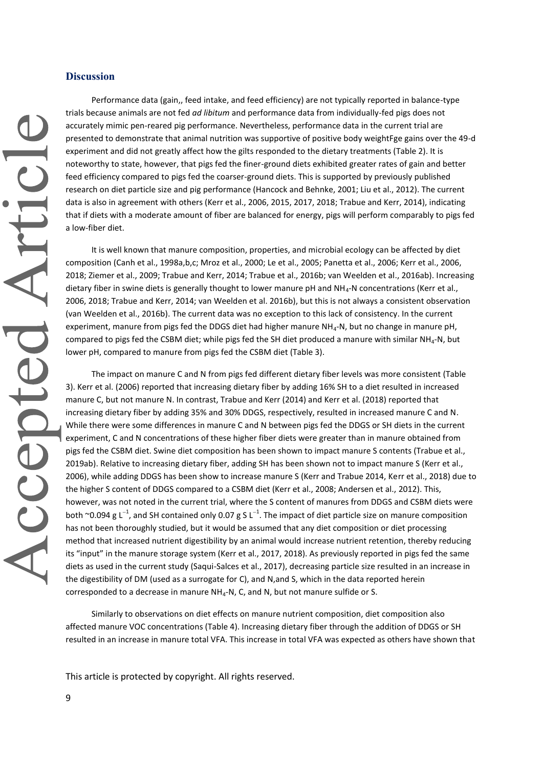## Discussion

Performance data (gain,, feed intake, and feed efficiency) are not typically reported in balance-type trials because animals are not fed *ad libitum* and performance data from individually-fed pigs does not accurately mimic pen-reared pig performance. Nevertheless, performance data in the current trial are presented to demonstrate that animal nutrition was supportive of positive body weightFge gains over the 49-d experiment and did not greatly affect how the gilts responded to the dietary treatments (Table 2). It is noteworthy to state, however, that pigs fed the finer-ground diets exhibited greater rates of gain and better feed efficiency compared to pigs fed the coarser-ground diets. This is supported by previously published research on diet particle size and pig performance (Hancock and Behnke, 2001; Liu et al., 2012). The current data is also in agreement with others (Kerr et al., 2006, 2015, 2017, 2018; Trabue and Kerr, 2014), indicating that if diets with a moderate amount of fiber are balanced for energy, pigs will perform comparably to pigs fed a low-fiber diet.

It is well known that manure composition, properties, and microbial ecology can be affected by diet composition (Canh et al., 1998a,b,c; Mroz et al., 2000; Le et al., 2005; Panetta et al., 2006; Kerr et al., 2006, 2018; Ziemer et al., 2009; Trabue and Kerr, 2014; Trabue et al., 2016b; van Weelden et al., 2016ab). Increasing dietary fiber in swine diets is generally thought to lower manure pH and $NH_4$-N concentrations (Kerr et al., 2006, 2018; Trabue and Kerr, 2014; van Weelden et al. 2016b), but this is not always a consistent observation (van Weelden et al., 2016b). The current data was no exception to this lack of consistency. In the current experiment, manure from pigs fed the DDGS diet had higher manure $NH_4$-N, but no change in manure pH, compared to pigs fed the CSBM diet; while pigs fed the SH diet produced a manure with similar $NH_4$-N, but lower pH, compared to manure from pigs fed the CSBM diet (Table 3).

The impact on manure C and N from pigs fed different dietary fiber levels was more consistent (Table 3). Kerr et al. (2006) reported that increasing dietary fiber by adding 16% SH to a diet resulted in increased manure C, but not manure N. In contrast, Trabue and Kerr (2014) and Kerr et al. (2018) reported that increasing dietary fiber by adding 35% and 30% DDGS, respectively, resulted in increased manure C and N. While there were some differences in manure C and N between pigs fed the DDGS or SH diets in the current experiment, C and N concentrations of these higher fiber diets were greater than in manure obtained from pigs fed the CSBM diet. Swine diet composition has been shown to impact manure S contents (Trabue et al., 2019ab). Relative to increasing dietary fiber, adding SH has been shown not to impact manure S (Kerr et al., 2006), while adding DDGS has been show to increase manure S (Kerr and Trabue 2014, Kerr et al., 2018) due to the higher S content of DDGS compared to a CSBM diet (Kerr et al., 2008; Andersen et al., 2012). This, however, was not noted in the current trial, where the S content of manures from DDGS and CSBM diets were both ~0.094 g $L^{-1}$, and SH contained only 0.07 g S $L^{-1}$. The impact of diet particle size on manure composition has not been thoroughly studied, but it would be assumed that any diet composition or diet processing method that increased nutrient digestibility by an animal would increase nutrient retention, thereby reducing its "input" in the manure storage system (Kerr et al., 2017, 2018). As previously reported in pigs fed the same diets as used in the current study (Saqui-Salces et al., 2017), decreasing particle size resulted in an increase in the digestibility of DM (used as a surrogate for C), and N,and S, which in the data reported herein corresponded to a decrease in manure $NH_4$-N, C, and N, but not manure sulfide or S.

Similarly to observations on diet effects on manure nutrient composition, diet composition also affected manure VOC concentrations (Table 4). Increasing dietary fiber through the addition of DDGS or SH resulted in an increase in manure total VFA. This increase in total VFA was expected as others have shown that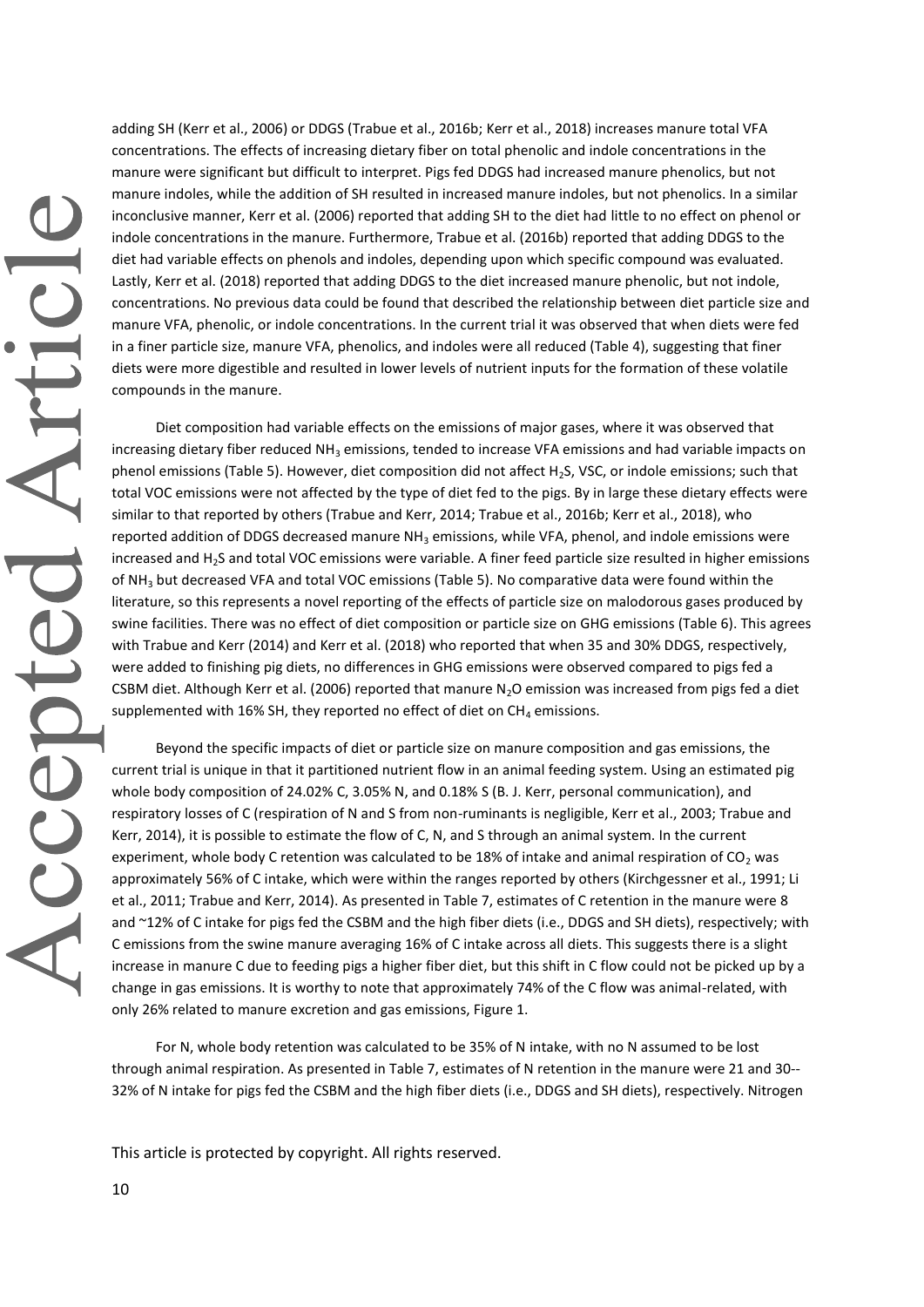adding SH (Kerr et al., 2006) or DDGS (Trabue et al., 2016b; Kerr et al., 2018) increases manure total VFA concentrations. The effects of increasing dietary fiber on total phenolic and indole concentrations in the manure were significant but difficult to interpret. Pigs fed DDGS had increased manure phenolics, but not manure indoles, while the addition of SH resulted in increased manure indoles, but not phenolics. In a similar inconclusive manner, Kerr et al. (2006) reported that adding SH to the diet had little to no effect on phenol or indole concentrations in the manure. Furthermore, Trabue et al. (2016b) reported that adding DDGS to the diet had variable effects on phenols and indoles, depending upon which specific compound was evaluated. Lastly, Kerr et al. (2018) reported that adding DDGS to the diet increased manure phenolic, but not indole, concentrations. No previous data could be found that described the relationship between diet particle size and manure VFA, phenolic, or indole concentrations. In the current trial it was observed that when diets were fed in a finer particle size, manure VFA, phenolics, and indoles were all reduced (Table 4), suggesting that finer diets were more digestible and resulted in lower levels of nutrient inputs for the formation of these volatile compounds in the manure.

Diet composition had variable effects on the emissions of major gases, where it was observed that increasing dietary fiber reduced $NH_3$ emissions, tended to increase VFA emissions and had variable impacts on phenol emissions (Table 5). However, diet composition did not affect $H_2S$, VSC, or indole emissions; such that total VOC emissions were not affected by the type of diet fed to the pigs. By in large these dietary effects were similar to that reported by others (Trabue and Kerr, 2014; Trabue et al., 2016b; Kerr et al., 2018), who reported addition of DDGS decreased manure $NH_3$ emissions, while VFA, phenol, and indole emissions were increased and $H_2S$ and total VOC emissions were variable. A finer feed particle size resulted in higher emissions of $NH_3$ but decreased VFA and total VOC emissions (Table 5). No comparative data were found within the literature, so this represents a novel reporting of the effects of particle size on malodorous gases produced by swine facilities. There was no effect of diet composition or particle size on GHG emissions (Table 6). This agrees with Trabue and Kerr (2014) and Kerr et al. (2018) who reported that when 35 and 30% DDGS, respectively, were added to finishing pig diets, no differences in GHG emissions were observed compared to pigs fed a CSBM diet. Although Kerr et al. (2006) reported that manure $N_2O$ emission was increased from pigs fed a diet supplemented with 16% SH, they reported no effect of diet on $CH_4$ emissions.

Beyond the specific impacts of diet or particle size on manure composition and gas emissions, the current trial is unique in that it partitioned nutrient flow in an animal feeding system. Using an estimated pig whole body composition of 24.02% C, 3.05% N, and 0.18% S (B. J. Kerr, personal communication), and respiratory losses of C (respiration of N and S from non-ruminants is negligible, Kerr et al., 2003; Trabue and Kerr, 2014), it is possible to estimate the flow of C, N, and S through an animal system. In the current experiment, whole body C retention was calculated to be 18% of intake and animal respiration of $CO_2$ was approximately 56% of C intake, which were within the ranges reported by others (Kirchgessner et al., 1991; Li et al., 2011; Trabue and Kerr, 2014). As presented in Table 7, estimates of C retention in the manure were 8 and ~12% of C intake for pigs fed the CSBM and the high fiber diets (i.e., DDGS and SH diets), respectively; with C emissions from the swine manure averaging 16% of C intake across all diets. This suggests there is a slight increase in manure C due to feeding pigs a higher fiber diet, but this shift in C flow could not be picked up by a change in gas emissions. It is worthy to note that approximately 74% of the C flow was animal-related, with only 26% related to manure excretion and gas emissions, Figure 1.

For N, whole body retention was calculated to be 35% of N intake, with no N assumed to be lost through animal respiration. As presented in Table 7, estimates of N retention in the manure were 21 and 30--32% of N intake for pigs fed the CSBM and the high fiber diets (i.e., DDGS and SH diets), respectively. Nitrogen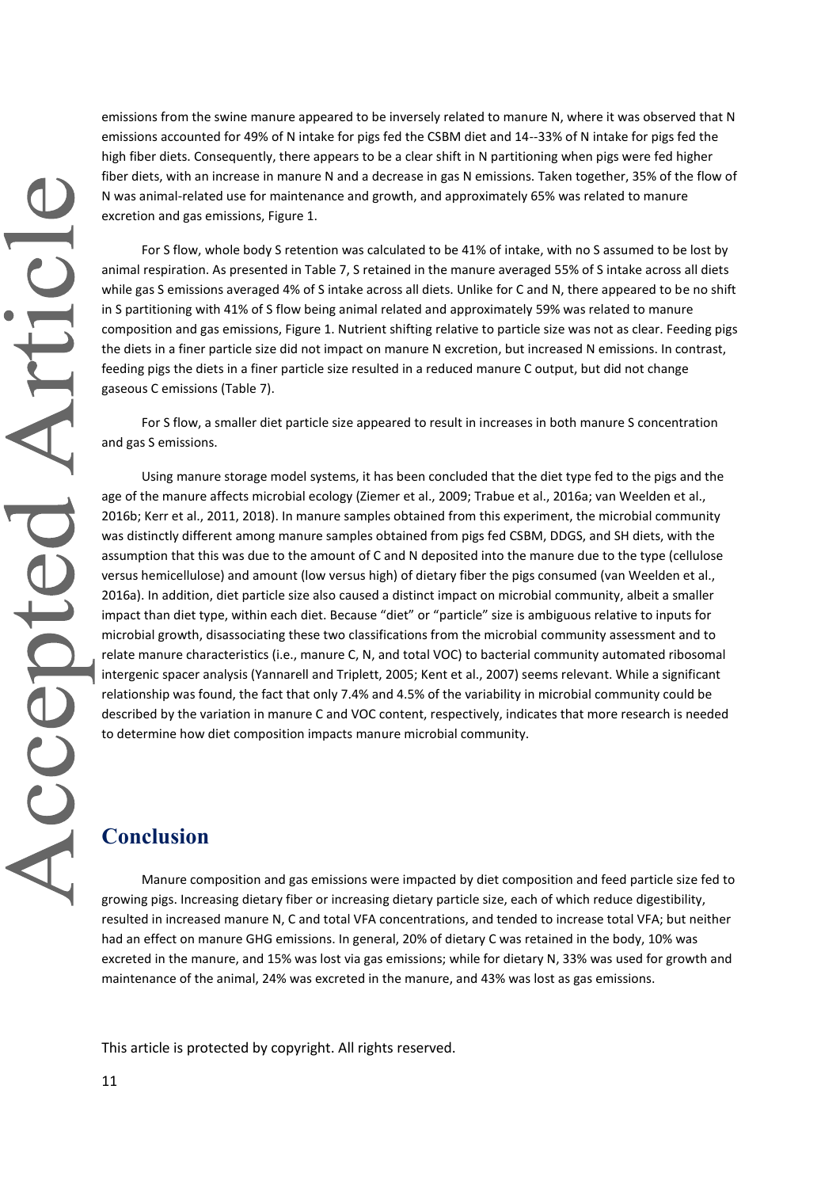emissions from the swine manure appeared to be inversely related to manure N, where it was observed that N emissions accounted for 49% of N intake for pigs fed the CSBM diet and 14--33% of N intake for pigs fed the high fiber diets. Consequently, there appears to be a clear shift in N partitioning when pigs were fed higher fiber diets, with an increase in manure N and a decrease in gas N emissions. Taken together, 35% of the flow of N was animal-related use for maintenance and growth, and approximately 65% was related to manure excretion and gas emissions, Figure 1.

For S flow, whole body S retention was calculated to be 41% of intake, with no S assumed to be lost by animal respiration. As presented in Table 7, S retained in the manure averaged 55% of S intake across all diets while gas S emissions averaged 4% of S intake across all diets. Unlike for C and N, there appeared to be no shift in S partitioning with 41% of S flow being animal related and approximately 59% was related to manure composition and gas emissions, Figure 1. Nutrient shifting relative to particle size was not as clear. Feeding pigs the diets in a finer particle size did not impact on manure N excretion, but increased N emissions. In contrast, feeding pigs the diets in a finer particle size resulted in a reduced manure C output, but did not change gaseous C emissions (Table 7).

For S flow, a smaller diet particle size appeared to result in increases in both manure S concentration and gas S emissions.

Using manure storage model systems, it has been concluded that the diet type fed to the pigs and the age of the manure affects microbial ecology (Ziemer et al., 2009; Trabue et al., 2016a; van Weelden et al., 2016b; Kerr et al., 2011, 2018). In manure samples obtained from this experiment, the microbial community was distinctly different among manure samples obtained from pigs fed CSBM, DDGS, and SH diets, with the assumption that this was due to the amount of C and N deposited into the manure due to the type (cellulose versus hemicellulose) and amount (low versus high) of dietary fiber the pigs consumed (van Weelden et al., 2016a). In addition, diet particle size also caused a distinct impact on microbial community, albeit a smaller impact than diet type, within each diet. Because "diet" or "particle" size is ambiguous relative to inputs for microbial growth, disassociating these two classifications from the microbial community assessment and to relate manure characteristics (i.e., manure C, N, and total VOC) to bacterial community automated ribosomal intergenic spacer analysis (Yannarell and Triplett, 2005; Kent et al., 2007) seems relevant. While a significant relationship was found, the fact that only 7.4% and 4.5% of the variability in microbial community could be described by the variation in manure C and VOC content, respectively, indicates that more research is needed to determine how diet composition impacts manure microbial community.

## Conclusion

Manure composition and gas emissions were impacted by diet composition and feed particle size fed to growing pigs. Increasing dietary fiber or increasing dietary particle size, each of which reduce digestibility, resulted in increased manure N, C and total VFA concentrations, and tended to increase total VFA; but neither had an effect on manure GHG emissions. In general, 20% of dietary C was retained in the body, 10% was excreted in the manure, and 15% was lost via gas emissions; while for dietary N, 33% was used for growth and maintenance of the animal, 24% was excreted in the manure, and 43% was lost as gas emissions.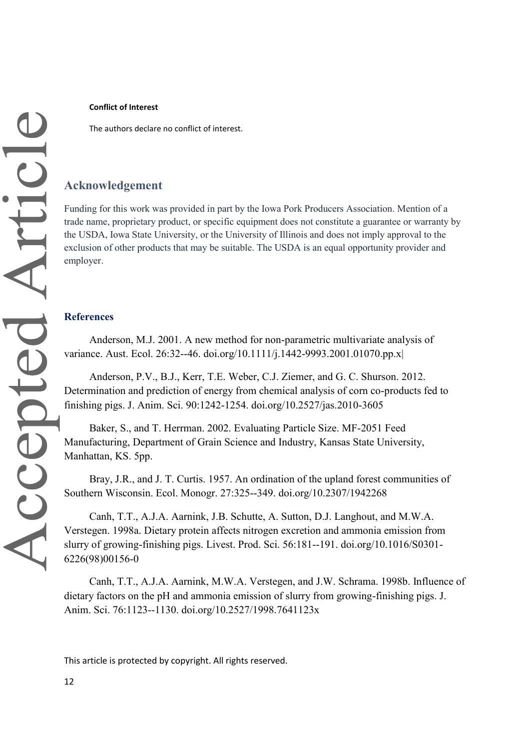**Conflict of Interest**

The authors declare no conflict of interest.

## Acknowledgement

Funding for this work was provided in part by the Iowa Pork Producers Association. Mention of a trade name, proprietary product, or specific equipment does not constitute a guarantee or warranty by the USDA, Iowa State University, or the University of Illinois and does not imply approval to the exclusion of other products that may be suitable. The USDA is an equal opportunity provider and employer.

## References

Anderson, M.J. 2001. A new method for non-parametric multivariate analysis of variance. Aust. Ecol. 26:32--46. doi.org/10.1111/j.1442-9993.2001.01070.pp.x|

Anderson, P.V., B.J., Kerr, T.E. Weber, C.J. Ziemer, and G. C. Shurson. 2012. Determination and prediction of energy from chemical analysis of corn co-products fed to finishing pigs. J. Anim. Sci. 90:1242-1254. doi.org/10.2527/jas.2010-3605

Baker, S., and T. Herrman. 2002. Evaluating Particle Size. MF-2051 Feed Manufacturing, Department of Grain Science and Industry, Kansas State University, Manhattan, KS. 5pp.

Bray, J.R., and J. T. Curtis. 1957. An ordination of the upland forest communities of Southern Wisconsin. Ecol. Monogr. 27:325--349. doi.org/10.2307/1942268

Canh, T.T., A.J.A. Aarnink, J.B. Schutte, A. Sutton, D.J. Langhout, and M.W.A. Verstegen. 1998a. Dietary protein affects nitrogen excretion and ammonia emission from slurry of growing-finishing pigs. Livest. Prod. Sci. 56:181--191. doi.org/10.1016/S0301-6226(98)00156-0

Canh, T.T., A.J.A. Aarnink, M.W.A. Verstegen, and J.W. Schrama. 1998b. Influence of dietary factors on the pH and ammonia emission of slurry from growing-finishing pigs. J. Anim. Sci. 76:1123--1130. doi.org/10.2527/1998.7641123x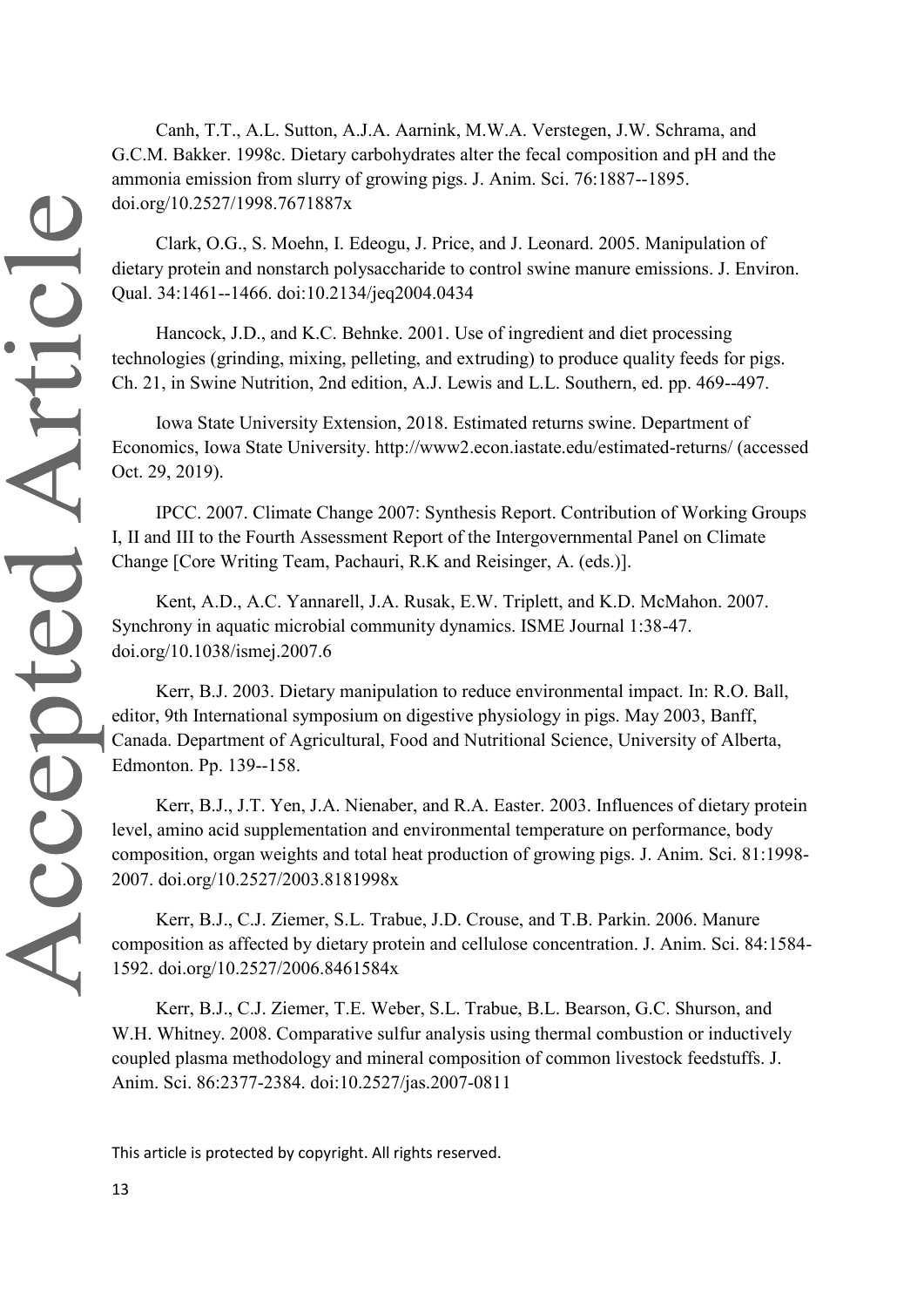Canh, T.T., A.L. Sutton, A.J.A. Aarnink, M.W.A. Verstegen, J.W. Schrama, and G.C.M. Bakker. 1998c. Dietary carbohydrates alter the fecal composition and pH and the ammonia emission from slurry of growing pigs. J. Anim. Sci. 76:1887--1895. doi.org/10.2527/1998.7671887x

Clark, O.G., S. Moehn, I. Edeogu, J. Price, and J. Leonard. 2005. Manipulation of dietary protein and nonstarch polysaccharide to control swine manure emissions. J. Environ. Qual. 34:1461--1466. doi:10.2134/jeq2004.0434

Hancock, J.D., and K.C. Behnke. 2001. Use of ingredient and diet processing technologies (grinding, mixing, pelleting, and extruding) to produce quality feeds for pigs. Ch. 21, in Swine Nutrition, 2nd edition, A.J. Lewis and L.L. Southern, ed. pp. 469--497.

Iowa State University Extension, 2018. Estimated returns swine. Department of Economics, Iowa State University. http://www2.econ.iastate.edu/estimated-returns/ (accessed Oct. 29, 2019).

IPCC. 2007. Climate Change 2007: Synthesis Report. Contribution of Working Groups I, II and III to the Fourth Assessment Report of the Intergovernmental Panel on Climate Change [Core Writing Team, Pachauri, R.K and Reisinger, A. (eds.)].

Kent, A.D., A.C. Yannarell, J.A. Rusak, E.W. Triplett, and K.D. McMahon. 2007. Synchrony in aquatic microbial community dynamics. ISME Journal 1:38-47. doi.org/10.1038/ismej.2007.6

Kerr, B.J. 2003. Dietary manipulation to reduce environmental impact. In: R.O. Ball, editor, 9th International symposium on digestive physiology in pigs. May 2003, Banff, Canada. Department of Agricultural, Food and Nutritional Science, University of Alberta, Edmonton. Pp. 139--158.

Kerr, B.J., J.T. Yen, J.A. Nienaber, and R.A. Easter. 2003. Influences of dietary protein level, amino acid supplementation and environmental temperature on performance, body composition, organ weights and total heat production of growing pigs. J. Anim. Sci. 81:1998-2007. doi.org/10.2527/2003.8181998x

Kerr, B.J., C.J. Ziemer, S.L. Trabue, J.D. Crouse, and T.B. Parkin. 2006. Manure composition as affected by dietary protein and cellulose concentration. J. Anim. Sci. 84:1584-1592. doi.org/10.2527/2006.8461584x

Kerr, B.J., C.J. Ziemer, T.E. Weber, S.L. Trabue, B.L. Bearson, G.C. Shurson, and W.H. Whitney. 2008. Comparative sulfur analysis using thermal combustion or inductively coupled plasma methodology and mineral composition of common livestock feedstuffs. J. Anim. Sci. 86:2377-2384. doi:10.2527/jas.2007-0811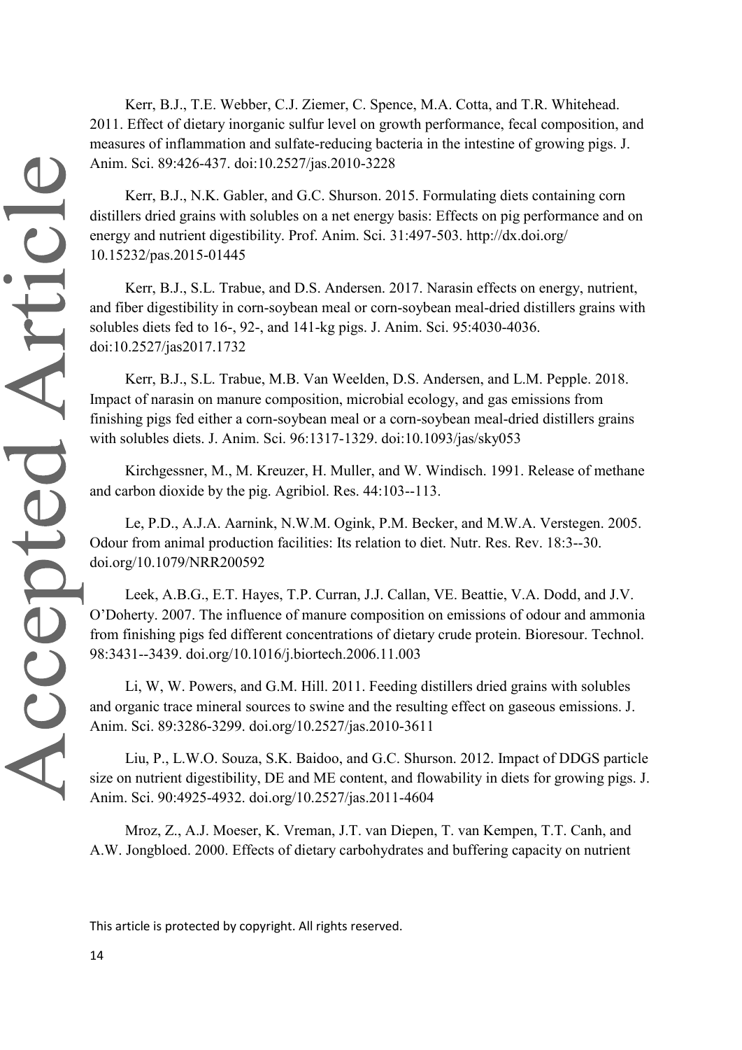Kerr, B.J., T.E. Webber, C.J. Ziemer, C. Spence, M.A. Cotta, and T.R. Whitehead. 2011. Effect of dietary inorganic sulfur level on growth performance, fecal composition, and measures of inflammation and sulfate-reducing bacteria in the intestine of growing pigs. J. Anim. Sci. 89:426-437. doi:10.2527/jas.2010-3228

Kerr, B.J., N.K. Gabler, and G.C. Shurson. 2015. Formulating diets containing corn distillers dried grains with solubles on a net energy basis: Effects on pig performance and on energy and nutrient digestibility. Prof. Anim. Sci. 31:497-503. http://dx.doi.org/10.15232/pas.2015-01445

Kerr, B.J., S.L. Trabue, and D.S. Andersen. 2017. Narasin effects on energy, nutrient, and fiber digestibility in corn-soybean meal or corn-soybean meal-dried distillers grains with solubles diets fed to 16-, 92-, and 141-kg pigs. J. Anim. Sci. 95:4030-4036. doi:10.2527/jas2017.1732

Kerr, B.J., S.L. Trabue, M.B. Van Weelden, D.S. Andersen, and L.M. Pepple. 2018. Impact of narasin on manure composition, microbial ecology, and gas emissions from finishing pigs fed either a corn-soybean meal or a corn-soybean meal-dried distillers grains with solubles diets. J. Anim. Sci. 96:1317-1329. doi:10.1093/jas/sky053

Kirchgessner, M., M. Kreuzer, H. Muller, and W. Windisch. 1991. Release of methane and carbon dioxide by the pig. Agribiol. Res. 44:103--113.

Le, P.D., A.J.A. Aarnink, N.W.M. Ogink, P.M. Becker, and M.W.A. Verstegen. 2005. Odour from animal production facilities: Its relation to diet. Nutr. Res. Rev. 18:3--30. doi.org/10.1079/NRR200592

Leek, A.B.G., E.T. Hayes, T.P. Curran, J.J. Callan, VE. Beattie, V.A. Dodd, and J.V. O'Doherty. 2007. The influence of manure composition on emissions of odour and ammonia from finishing pigs fed different concentrations of dietary crude protein. Bioresour. Technol. 98:3431--3439. doi.org/10.1016/j.biortech.2006.11.003

Li, W, W. Powers, and G.M. Hill. 2011. Feeding distillers dried grains with solubles and organic trace mineral sources to swine and the resulting effect on gaseous emissions. J. Anim. Sci. 89:3286-3299. doi.org/10.2527/jas.2010-3611

Liu, P., L.W.O. Souza, S.K. Baidoo, and G.C. Shurson. 2012. Impact of DDGS particle size on nutrient digestibility, DE and ME content, and flowability in diets for growing pigs. J. Anim. Sci. 90:4925-4932. doi.org/10.2527/jas.2011-4604

Mroz, Z., A.J. Moeser, K. Vreman, J.T. van Diepen, T. van Kempen, T.T. Canh, and A.W. Jongbloed. 2000. Effects of dietary carbohydrates and buffering capacity on nutrient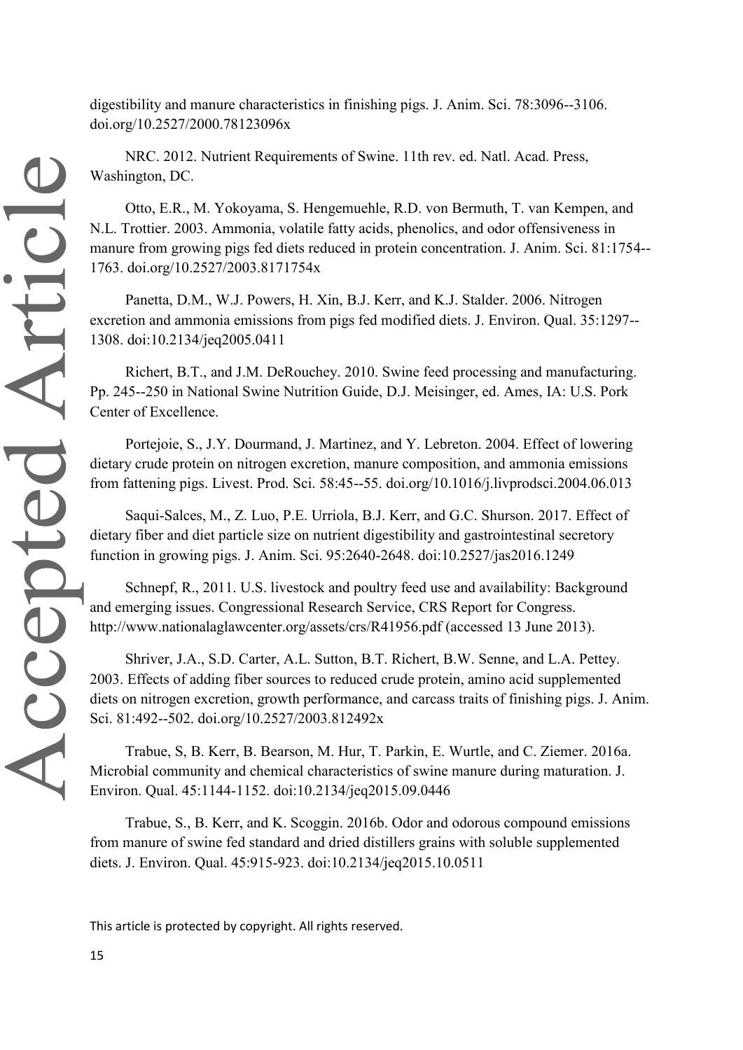digestibility and manure characteristics in finishing pigs. J. Anim. Sci. 78:3096--3106. doi.org/10.2527/2000.78123096x

NRC. 2012. Nutrient Requirements of Swine. 11th rev. ed. Natl. Acad. Press, Washington, DC.

Otto, E.R., M. Yokoyama, S. Hengemuehle, R.D. von Bermuth, T. van Kempen, and N.L. Trottier. 2003. Ammonia, volatile fatty acids, phenolics, and odor offensiveness in manure from growing pigs fed diets reduced in protein concentration. J. Anim. Sci. 81:1754--1763. doi.org/10.2527/2003.8171754x

Panetta, D.M., W.J. Powers, H. Xin, B.J. Kerr, and K.J. Stalder. 2006. Nitrogen excretion and ammonia emissions from pigs fed modified diets. J. Environ. Qual. 35:1297--1308. doi:10.2134/jeq2005.0411

Richert, B.T., and J.M. DeRouchey. 2010. Swine feed processing and manufacturing. Pp. 245--250 in National Swine Nutrition Guide, D.J. Meisinger, ed. Ames, IA: U.S. Pork Center of Excellence.

Portejoie, S., J.Y. Dourmand, J. Martinez, and Y. Lebreton. 2004. Effect of lowering dietary crude protein on nitrogen excretion, manure composition, and ammonia emissions from fattening pigs. Livest. Prod. Sci. 58:45--55. doi.org/10.1016/j.livprodsci.2004.06.013

Saqui-Salces, M., Z. Luo, P.E. Urriola, B.J. Kerr, and G.C. Shurson. 2017. Effect of dietary fiber and diet particle size on nutrient digestibility and gastrointestinal secretory function in growing pigs. J. Anim. Sci. 95:2640-2648. doi:10.2527/jas2016.1249

Schnepf, R., 2011. U.S. livestock and poultry feed use and availability: Background and emerging issues. Congressional Research Service, CRS Report for Congress. http://www.nationalaglawcenter.org/assets/crs/R41956.pdf (accessed 13 June 2013).

Shriver, J.A., S.D. Carter, A.L. Sutton, B.T. Richert, B.W. Senne, and L.A. Pettey. 2003. Effects of adding fiber sources to reduced crude protein, amino acid supplemented diets on nitrogen excretion, growth performance, and carcass traits of finishing pigs. J. Anim. Sci. 81:492--502. doi.org/10.2527/2003.812492x

Trabue, S, B. Kerr, B. Bearson, M. Hur, T. Parkin, E. Wurtle, and C. Ziemer. 2016a. Microbial community and chemical characteristics of swine manure during maturation. J. Environ. Qual. 45:1144-1152. doi:10.2134/jeq2015.09.0446

Trabue, S., B. Kerr, and K. Scoggin. 2016b. Odor and odorous compound emissions from manure of swine fed standard and dried distillers grains with soluble supplemented diets. J. Environ. Qual. 45:915-923. doi:10.2134/jeq2015.10.0511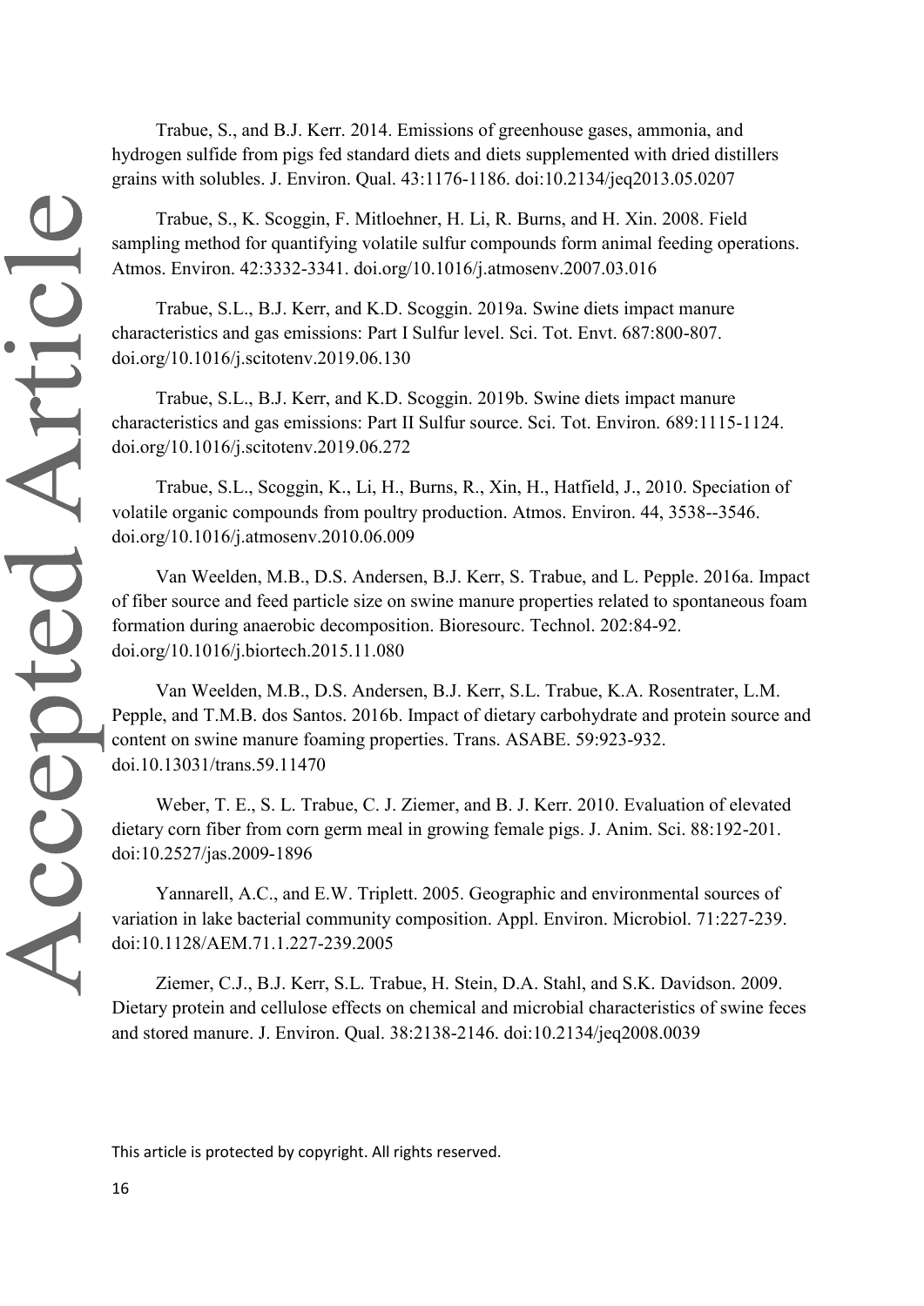Trabue, S., and B.J. Kerr. 2014. Emissions of greenhouse gases, ammonia, and hydrogen sulfide from pigs fed standard diets and diets supplemented with dried distillers grains with solubles. J. Environ. Qual. 43:1176-1186. doi:10.2134/jeq2013.05.0207

Trabue, S., K. Scoggin, F. Mitloehner, H. Li, R. Burns, and H. Xin. 2008. Field sampling method for quantifying volatile sulfur compounds form animal feeding operations. Atmos. Environ. 42:3332-3341. doi.org/10.1016/j.atmosenv.2007.03.016

Trabue, S.L., B.J. Kerr, and K.D. Scoggin. 2019a. Swine diets impact manure characteristics and gas emissions: Part I Sulfur level. Sci. Tot. Envt. 687:800-807. doi.org/10.1016/j.scitotenv.2019.06.130

Trabue, S.L., B.J. Kerr, and K.D. Scoggin. 2019b. Swine diets impact manure characteristics and gas emissions: Part II Sulfur source. Sci. Tot. Environ. 689:1115-1124. doi.org/10.1016/j.scitotenv.2019.06.272

Trabue, S.L., Scoggin, K., Li, H., Burns, R., Xin, H., Hatfield, J., 2010. Speciation of volatile organic compounds from poultry production. Atmos. Environ. 44, 3538--3546. doi.org/10.1016/j.atmosenv.2010.06.009

Van Weelden, M.B., D.S. Andersen, B.J. Kerr, S. Trabue, and L. Pepple. 2016a. Impact of fiber source and feed particle size on swine manure properties related to spontaneous foam formation during anaerobic decomposition. Bioresourc. Technol. 202:84-92. doi.org/10.1016/j.biortech.2015.11.080

Van Weelden, M.B., D.S. Andersen, B.J. Kerr, S.L. Trabue, K.A. Rosentrater, L.M. Pepple, and T.M.B. dos Santos. 2016b. Impact of dietary carbohydrate and protein source and content on swine manure foaming properties. Trans. ASABE. 59:923-932. doi.10.13031/trans.59.11470

Weber, T. E., S. L. Trabue, C. J. Ziemer, and B. J. Kerr. 2010. Evaluation of elevated dietary corn fiber from corn germ meal in growing female pigs. J. Anim. Sci. 88:192-201. doi:10.2527/jas.2009-1896

Yannarell, A.C., and E.W. Triplett. 2005. Geographic and environmental sources of variation in lake bacterial community composition. Appl. Environ. Microbiol. 71:227-239. doi:10.1128/AEM.71.1.227-239.2005

Ziemer, C.J., B.J. Kerr, S.L. Trabue, H. Stein, D.A. Stahl, and S.K. Davidson. 2009. Dietary protein and cellulose effects on chemical and microbial characteristics of swine feces and stored manure. J. Environ. Qual. 38:2138-2146. doi:10.2134/jeq2008.0039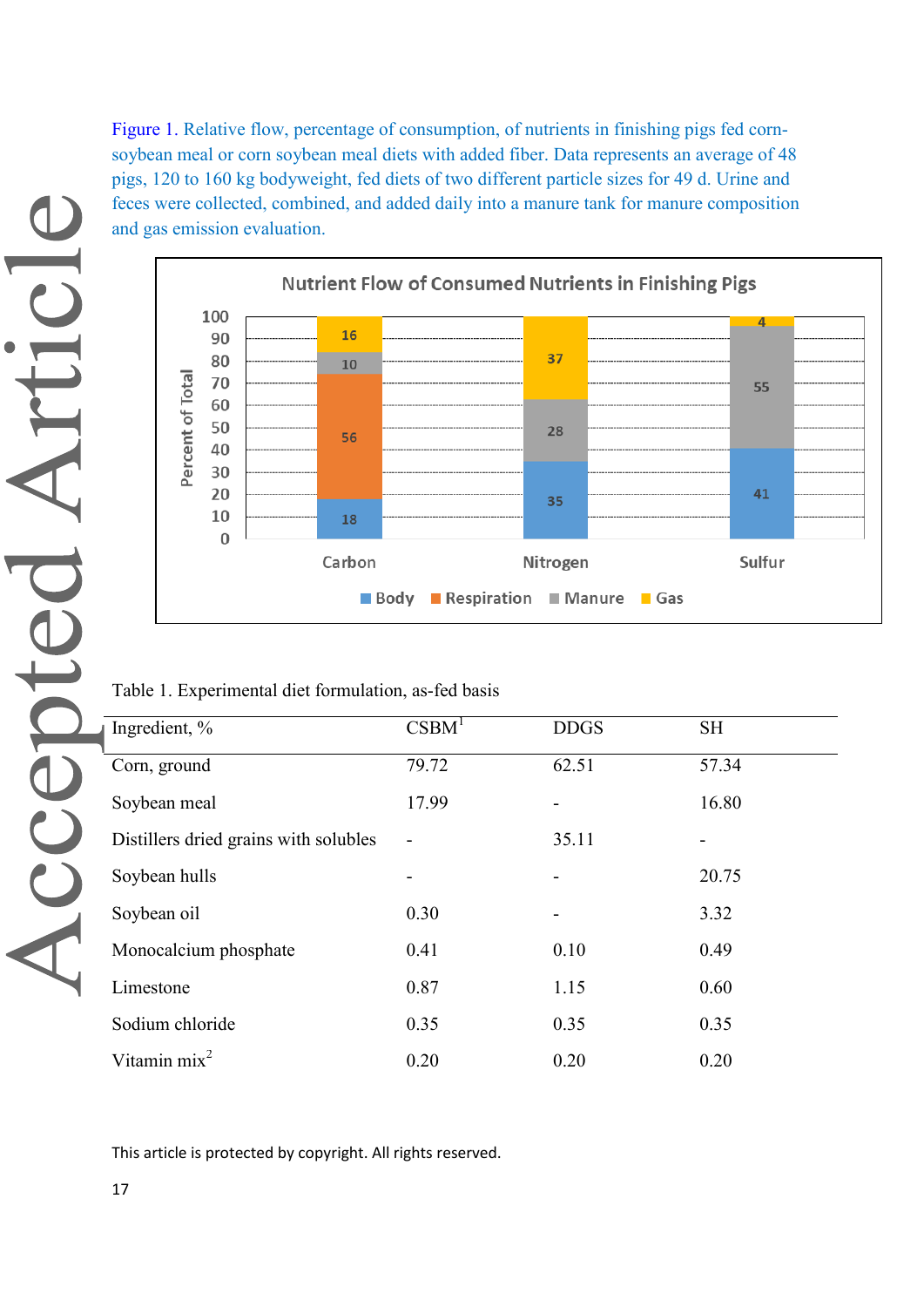Figure 1. Relative flow, percentage of consumption, of nutrients in finishing pigs fed corn-soybean meal or corn soybean meal diets with added fiber. Data represents an average of 48 pigs, 120 to 160 kg bodyweight, fed diets of two different particle sizes for 49 d. Urine and feces were collected, combined, and added daily into a manure tank for manure composition and gas emission evaluation.

Table 1. Experimental diet formulation, as-fed basis

| Ingredient, % | CSBM[1] | DDGS | SH |
|---|---|---|---|
| Corn, ground | 79.72 | 62.51 | 57.34 |
| Soybean meal | 17.99 | - | 16.80 |
| Distillers dried grains with solubles | - | 35.11 | - |
| Soybean hulls | - | - | 20.75 |
| Soybean oil | 0.30 | - | 3.32 |
| Monocalcium phosphate | 0.41 | 0.10 | 0.49 |
| Limestone | 0.87 | 1.15 | 0.60 |
| Sodium chloride | 0.35 | 0.35 | 0.35 |
| Vitamin mix[2] | 0.20 | 0.20 | 0.20 |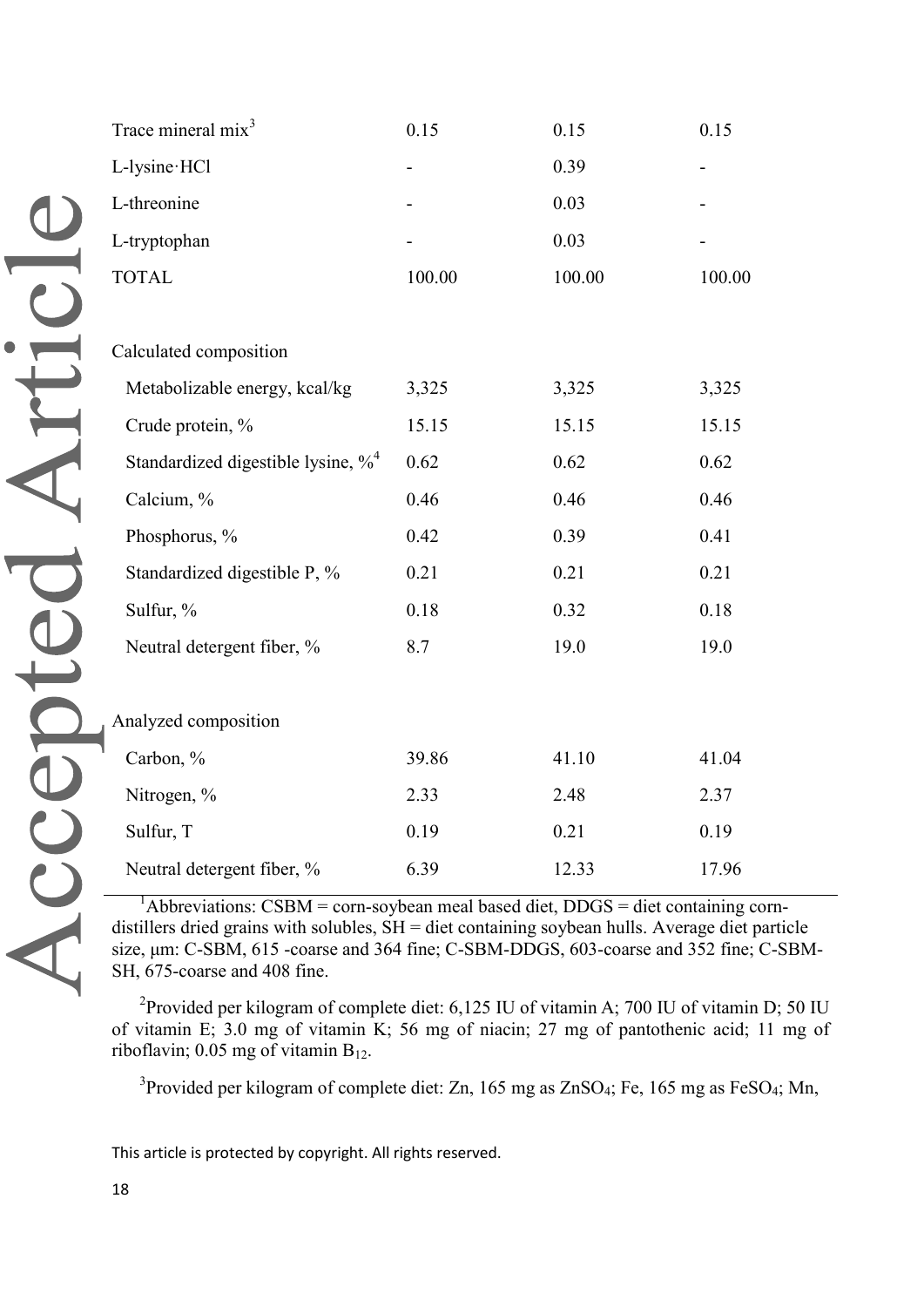| | | | |
|---|---|---|---|
| Trace mineral mix[3] | 0.15 | 0.15 | 0.15 |
| L-lysine·HCl | - | 0.39 | - |
| L-threonine | - | 0.03 | - |
| L-tryptophan | - | 0.03 | - |
| TOTAL | 100.00 | 100.00 | 100.00 |
| | | | |
| Calculated composition | | | |
| Metabolizable energy, kcal/kg | 3,325 | 3,325 | 3,325 |
| Crude protein, % | 15.15 | 15.15 | 15.15 |
| Standardized digestible lysine, %[4] | 0.62 | 0.62 | 0.62 |
| Calcium, % | 0.46 | 0.46 | 0.46 |
| Phosphorus, % | 0.42 | 0.39 | 0.41 |
| Standardized digestible P, % | 0.21 | 0.21 | 0.21 |
| Sulfur, % | 0.18 | 0.32 | 0.18 |
| Neutral detergent fiber, % | 8.7 | 19.0 | 19.0 |
| | | | |
| Analyzed composition | | | |
| Carbon, % | 39.86 | 41.10 | 41.04 |
| Nitrogen, % | 2.33 | 2.48 | 2.37 |
| Sulfur, T | 0.19 | 0.21 | 0.19 |
| Neutral detergent fiber, % | 6.39 | 12.33 | 17.96 |

[1]Abbreviations: CSBM = corn-soybean meal based diet, DDGS = diet containing corn-distillers dried grains with solubles, SH = diet containing soybean hulls. Average diet particle size, μm: C-SBM, 615 -coarse and 364 fine; C-SBM-DDGS, 603-coarse and 352 fine; C-SBM-SH, 675-coarse and 408 fine.

[2]Provided per kilogram of complete diet: 6,125 IU of vitamin A; 700 IU of vitamin D; 50 IU of vitamin E; 3.0 mg of vitamin K; 56 mg of niacin; 27 mg of pantothenic acid; 11 mg of riboflavin; 0.05 mg of vitamin $B_{12}$.

[3]Provided per kilogram of complete diet: Zn, 165 mg as $ZnSO_4$; Fe, 165 mg as $FeSO_4$; Mn,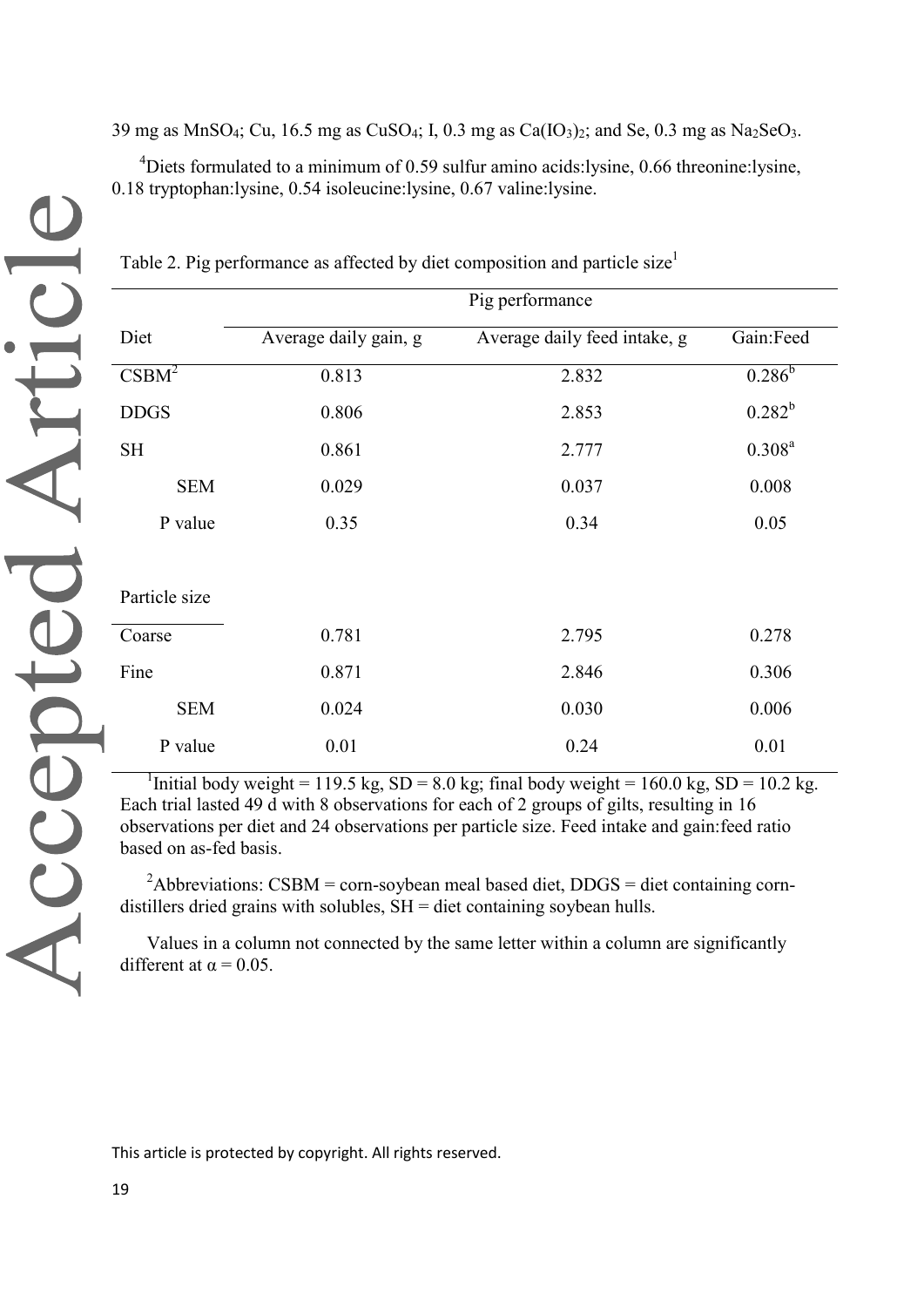39 mg as $MnSO_4$; Cu, 16.5 mg as $CuSO_4$; I, 0.3 mg as $Ca(IO_3)_2$; and Se, 0.3 mg as $Na_2SeO_3$.

[4]Diets formulated to a minimum of 0.59 sulfur amino acids:lysine, 0.66 threonine:lysine, 0.18 tryptophan:lysine, 0.54 isoleucine:lysine, 0.67 valine:lysine.

Table 2. Pig performance as affected by diet composition and particle size[1]

| | Pig performance | | |
|---|---|---|---|
| Diet | Average daily gain, g | Average daily feed intake, g | Gain:Feed |
| CSBM[2] | 0.813 | 2.832 | 0.286[b] |
| DDGS | 0.806 | 2.853 | 0.282[b] |
| SH | 0.861 | 2.777 | 0.308[a] |
| SEM | 0.029 | 0.037 | 0.008 |
| P value | 0.35 | 0.34 | 0.05 |
| | | | |
| Particle size | | | |
| Coarse | 0.781 | 2.795 | 0.278 |
| Fine | 0.871 | 2.846 | 0.306 |
| SEM | 0.024 | 0.030 | 0.006 |
| P value | 0.01 | 0.24 | 0.01 |

[1]Initial body weight = 119.5 kg, SD = 8.0 kg; final body weight = 160.0 kg, SD = 10.2 kg. Each trial lasted 49 d with 8 observations for each of 2 groups of gilts, resulting in 16 observations per diet and 24 observations per particle size. Feed intake and gain:feed ratio based on as-fed basis.

[2]Abbreviations: CSBM = corn-soybean meal based diet, DDGS = diet containing corn-distillers dried grains with solubles, SH = diet containing soybean hulls.

Values in a column not connected by the same letter within a column are significantly different at $\alpha = 0.05$.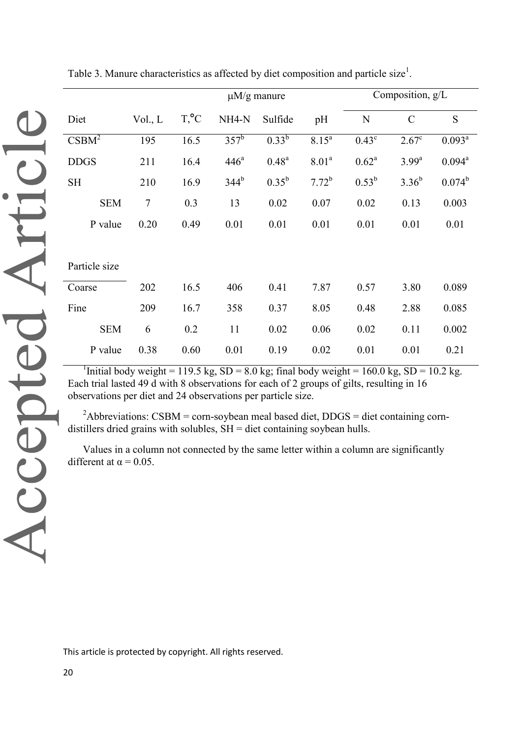Table 3. Manure characteristics as affected by diet composition and particle size[1].

| | | | µM/g manure | | | Composition, g/L | | |
|---|---|---|---|---|---|---|---|---|
| Diet | Vol., L | T,°C | NH4-N | Sulfide | pH | N | C | S |
| CSBM[2] | 195 | 16.5 | 357[b] | 0.33[b] | 8.15[a] | 0.43[c] | 2.67[c] | 0.093[a] |
| DDGS | 211 | 16.4 | 446[a] | 0.48[a] | 8.01[a] | 0.62[a] | 3.99[a] | 0.094[a] |
| SH | 210 | 16.9 | 344[b] | 0.35[b] | 7.72[b] | 0.53[b] | 3.36[b] | 0.074[b] |
| SEM | 7 | 0.3 | 13 | 0.02 | 0.07 | 0.02 | 0.13 | 0.003 |
| P value | 0.20 | 0.49 | 0.01 | 0.01 | 0.01 | 0.01 | 0.01 | 0.01 |
| | | | | | | | | |
| Particle size | | | | | | | | |
| Coarse | 202 | 16.5 | 406 | 0.41 | 7.87 | 0.57 | 3.80 | 0.089 |
| Fine | 209 | 16.7 | 358 | 0.37 | 8.05 | 0.48 | 2.88 | 0.085 |
| SEM | 6 | 0.2 | 11 | 0.02 | 0.06 | 0.02 | 0.11 | 0.002 |
| P value | 0.38 | 0.60 | 0.01 | 0.19 | 0.02 | 0.01 | 0.01 | 0.21 |

[1]Initial body weight = 119.5 kg, SD = 8.0 kg; final body weight = 160.0 kg, SD = 10.2 kg. Each trial lasted 49 d with 8 observations for each of 2 groups of gilts, resulting in 16 observations per diet and 24 observations per particle size.

[2]Abbreviations: CSBM = corn-soybean meal based diet, DDGS = diet containing corn-distillers dried grains with solubles, SH = diet containing soybean hulls.

Values in a column not connected by the same letter within a column are significantly different at $\alpha = 0.05$.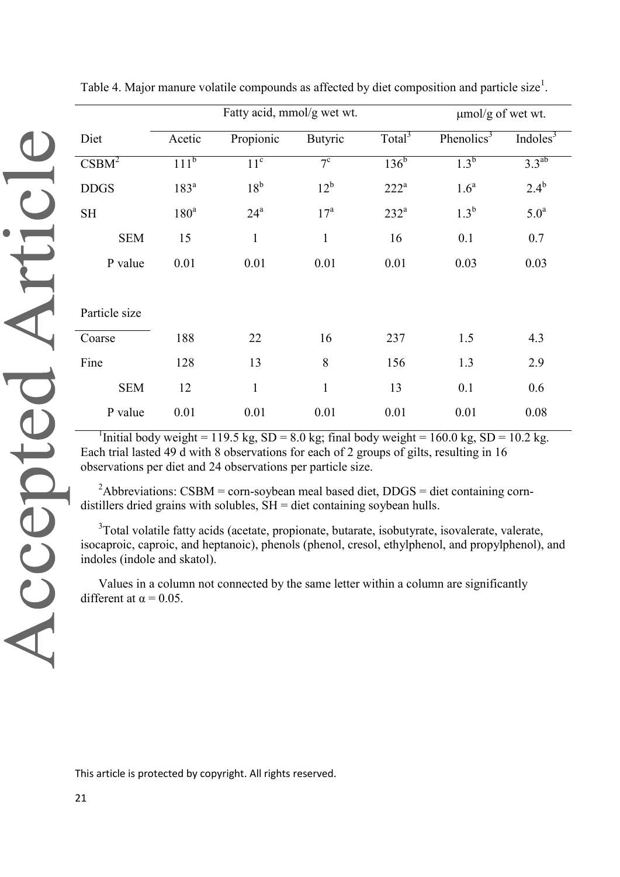Table 4. Major manure volatile compounds as affected by diet composition and particle size[1].

| | Fatty acid, mmol/g wet wt. | | | | μmol/g of wet wt. | |
|---|---|---|---|---|---|---|
| Diet | Acetic | Propionic | Butyric | Total[3] | Phenolics[3] | Indoles[3] |
| CSBM[2] | 111[b] | 11[c] | 7[c] | 136[b] | 1.3[b] | 3.3[ab] |
| DDGS | 183[a] | 18[b] | 12[b] | 222[a] | 1.6[a] | 2.4[b] |
| SH | 180[a] | 24[a] | 17[a] | 232[a] | 1.3[b] | 5.0[a] |
| SEM | 15 | 1 | 1 | 16 | 0.1 | 0.7 |
| P value | 0.01 | 0.01 | 0.01 | 0.01 | 0.03 | 0.03 |
| Particle size | | | | | | |
| Coarse | 188 | 22 | 16 | 237 | 1.5 | 4.3 |
| Fine | 128 | 13 | 8 | 156 | 1.3 | 2.9 |
| SEM | 12 | 1 | 1 | 13 | 0.1 | 0.6 |
| P value | 0.01 | 0.01 | 0.01 | 0.01 | 0.01 | 0.08 |

[1]Initial body weight = 119.5 kg, SD = 8.0 kg; final body weight = 160.0 kg, SD = 10.2 kg. Each trial lasted 49 d with 8 observations for each of 2 groups of gilts, resulting in 16 observations per diet and 24 observations per particle size.

[2]Abbreviations: CSBM = corn-soybean meal based diet, DDGS = diet containing corn-distillers dried grains with solubles, SH = diet containing soybean hulls.

[3]Total volatile fatty acids (acetate, propionate, butarate, isobutyrate, isovalerate, valerate, isocaproic, caproic, and heptanoic), phenols (phenol, cresol, ethylphenol, and propylphenol), and indoles (indole and skatol).

Values in a column not connected by the same letter within a column are significantly different at $\alpha = 0.05$.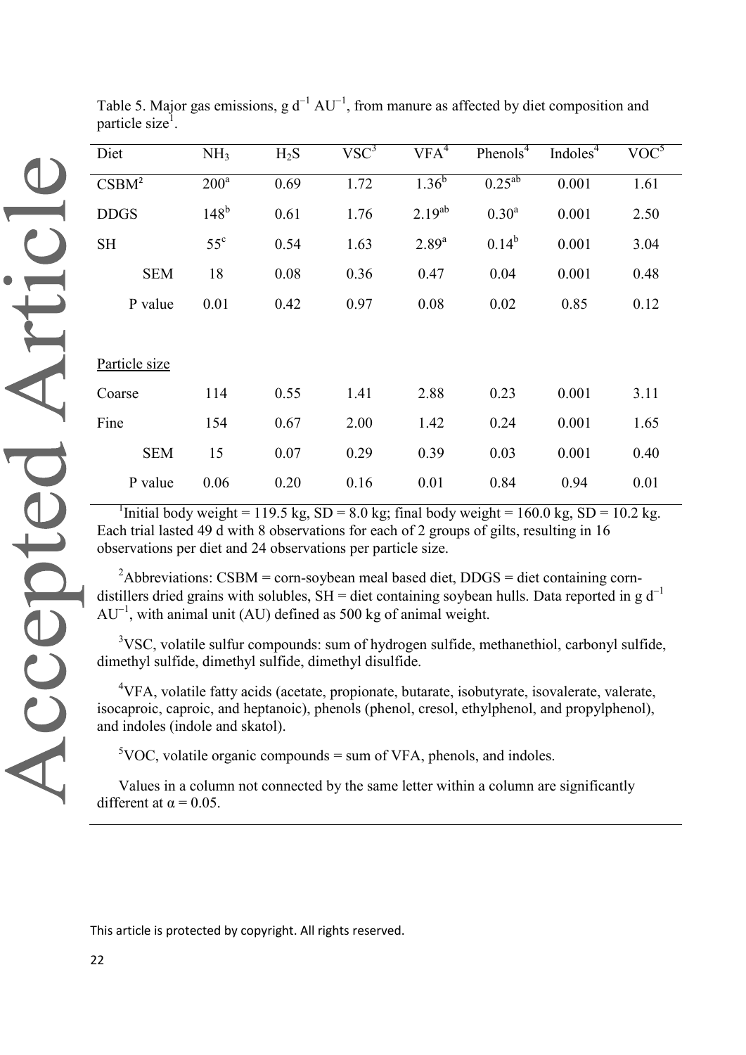Table 5. Major gas emissions, g $d^{-1}$ $AU^{-1}$, from manure as affected by diet composition and particle size[1].

| Diet | $NH_3$ | $H_2S$ | VSC[3] | VFA[4] | Phenols[4] | Indoles[4] | VOC[5] |
|---|---|---|---|---|---|---|---|
| CSBM[2] | $200^{a}$ | 0.69 | 1.72 | $1.36^{b}$ | $0.25^{ab}$ | 0.001 | 1.61 |
| DDGS | $148^{b}$ | 0.61 | 1.76 | $2.19^{ab}$ | $0.30^{a}$ | 0.001 | 2.50 |
| SH | $55^{c}$ | 0.54 | 1.63 | $2.89^{a}$ | $0.14^{b}$ | 0.001 | 3.04 |
| SEM | 18 | 0.08 | 0.36 | 0.47 | 0.04 | 0.001 | 0.48 |
| P value | 0.01 | 0.42 | 0.97 | 0.08 | 0.02 | 0.85 | 0.12 |
| | | | | | | | |
| Particle size | | | | | | | |
| Coarse | 114 | 0.55 | 1.41 | 2.88 | 0.23 | 0.001 | 3.11 |
| Fine | 154 | 0.67 | 2.00 | 1.42 | 0.24 | 0.001 | 1.65 |
| SEM | 15 | 0.07 | 0.29 | 0.39 | 0.03 | 0.001 | 0.40 |
| P value | 0.06 | 0.20 | 0.16 | 0.01 | 0.84 | 0.94 | 0.01 |

[1]Initial body weight = 119.5 kg, SD = 8.0 kg; final body weight = 160.0 kg, SD = 10.2 kg. Each trial lasted 49 d with 8 observations for each of 2 groups of gilts, resulting in 16 observations per diet and 24 observations per particle size.

[2]Abbreviations: CSBM = corn-soybean meal based diet, DDGS = diet containing corn-distillers dried grains with solubles, SH = diet containing soybean hulls. Data reported in g $d^{-1}$ $AU^{-1}$, with animal unit (AU) defined as 500 kg of animal weight.

[3]VSC, volatile sulfur compounds: sum of hydrogen sulfide, methanethiol, carbonyl sulfide, dimethyl sulfide, dimethyl sulfide, dimethyl disulfide.

[4]VFA, volatile fatty acids (acetate, propionate, butarate, isobutyrate, isovalerate, valerate, isocaproic, caproic, and heptanoic), phenols (phenol, cresol, ethylphenol, and propylphenol), and indoles (indole and skatol).

[5]VOC, volatile organic compounds = sum of VFA, phenols, and indoles.

Values in a column not connected by the same letter within a column are significantly different at $\alpha = 0.05$.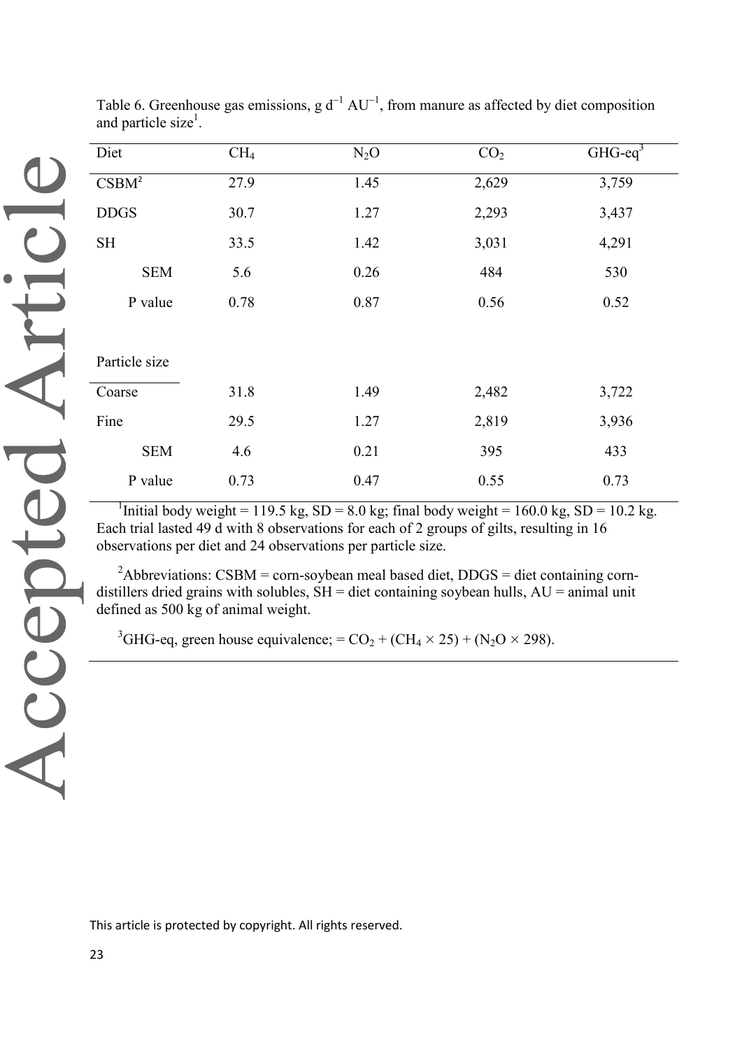Table 6. Greenhouse gas emissions, g $d^{-1}$ $AU^{-1}$, from manure as affected by diet composition and particle size[1].

| Diet | $CH_4$ | $N_2O$ | $CO_2$ | GHG-eq[3] |
|---|---|---|---|---|
| CSBM[2] | 27.9 | 1.45 | 2,629 | 3,759 |
| DDGS | 30.7 | 1.27 | 2,293 | 3,437 |
| SH | 33.5 | 1.42 | 3,031 | 4,291 |
| SEM | 5.6 | 0.26 | 484 | 530 |
| P value | 0.78 | 0.87 | 0.56 | 0.52 |
| | | | | |
| Particle size | | | | |
| Coarse | 31.8 | 1.49 | 2,482 | 3,722 |
| Fine | 29.5 | 1.27 | 2,819 | 3,936 |
| SEM | 4.6 | 0.21 | 395 | 433 |
| P value | 0.73 | 0.47 | 0.55 | 0.73 |

[1]Initial body weight = 119.5 kg, SD = 8.0 kg; final body weight = 160.0 kg, SD = 10.2 kg. Each trial lasted 49 d with 8 observations for each of 2 groups of gilts, resulting in 16 observations per diet and 24 observations per particle size.

[2]Abbreviations: CSBM = corn-soybean meal based diet, DDGS = diet containing corn-distillers dried grains with solubles, SH = diet containing soybean hulls, AU = animal unit defined as 500 kg of animal weight.

[3]GHG-eq, green house equivalence; = $CO_2 + (CH_4 \times 25) + (N_2O \times 298)$.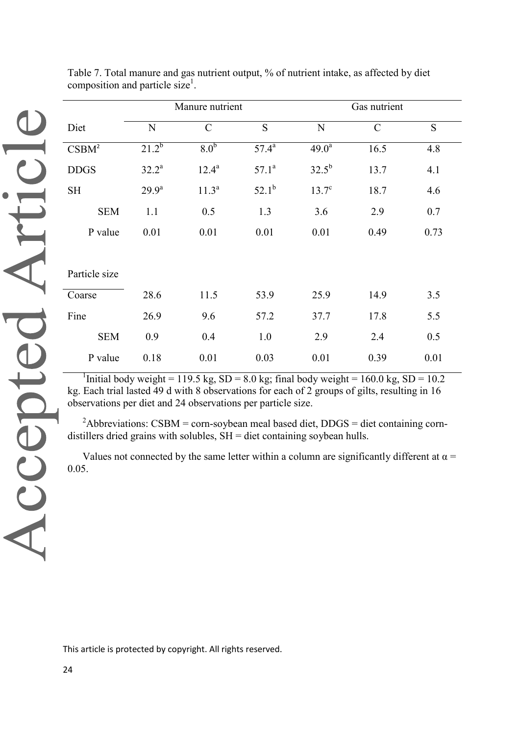Table 7. Total manure and gas nutrient output, % of nutrient intake, as affected by diet composition and particle size[1].

| | Manure nutrient | | | Gas nutrient | | |
|---|---|---|---|---|---|---|
| Diet | N | C | S | N | C | S |
| CSBM[2] | 21.2[b] | 8.0[b] | 57.4[a] | 49.0[a] | 16.5 | 4.8 |
| DDGS | 32.2[a] | 12.4[a] | 57.1[a] | 32.5[b] | 13.7 | 4.1 |
| SH | 29.9[a] | 11.3[a] | 52.1[b] | 13.7[c] | 18.7 | 4.6 |
| SEM | 1.1 | 0.5 | 1.3 | 3.6 | 2.9 | 0.7 |
| P value | 0.01 | 0.01 | 0.01 | 0.01 | 0.49 | 0.73 |
| Particle size | | | | | | |
| Coarse | 28.6 | 11.5 | 53.9 | 25.9 | 14.9 | 3.5 |
| Fine | 26.9 | 9.6 | 57.2 | 37.7 | 17.8 | 5.5 |
| SEM | 0.9 | 0.4 | 1.0 | 2.9 | 2.4 | 0.5 |
| P value | 0.18 | 0.01 | 0.03 | 0.01 | 0.39 | 0.01 |

[1]Initial body weight = 119.5 kg, SD = 8.0 kg; final body weight = 160.0 kg, SD = 10.2 kg. Each trial lasted 49 d with 8 observations for each of 2 groups of gilts, resulting in 16 observations per diet and 24 observations per particle size.

[2]Abbreviations: CSBM = corn-soybean meal based diet, DDGS = diet containing corn-distillers dried grains with solubles, SH = diet containing soybean hulls.

Values not connected by the same letter within a column are significantly different at $\alpha = 0.05$.